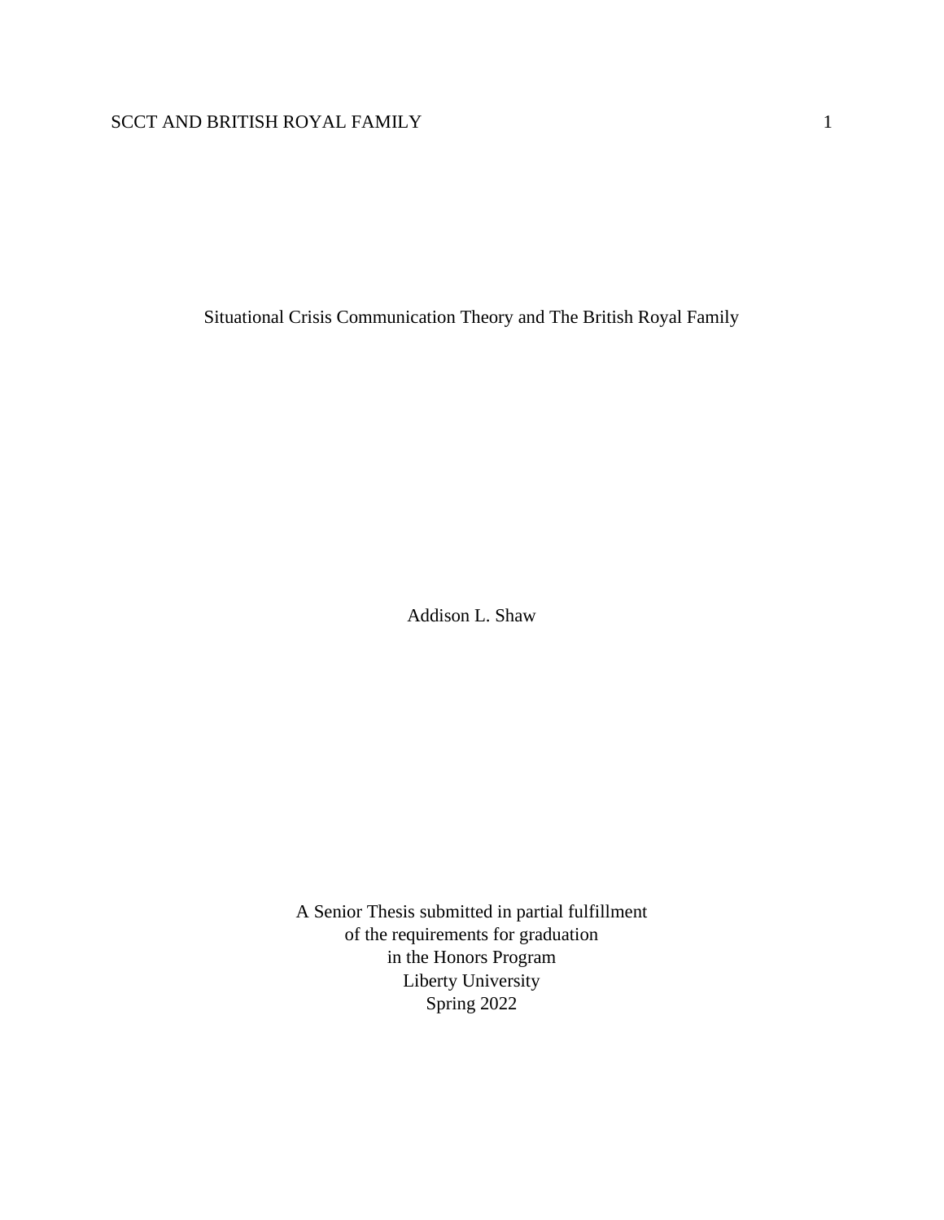# Situational Crisis Communication Theory and The British Royal Family

Addison L. Shaw

A Senior Thesis submitted in partial fulfillment
of the requirements for graduation
in the Honors Program
Liberty University
Spring 2022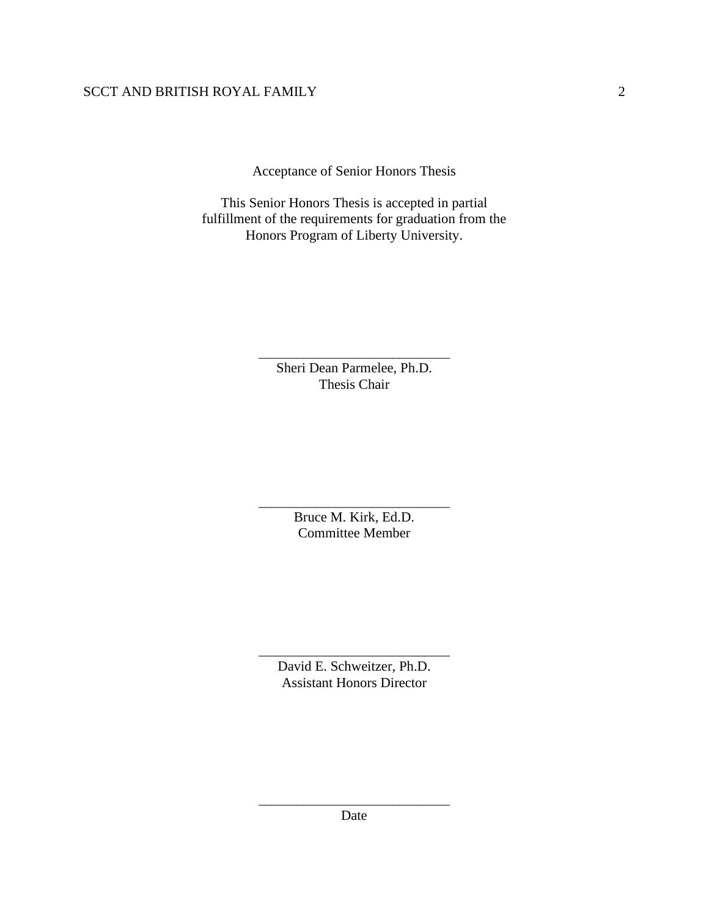Acceptance of Senior Honors Thesis

This Senior Honors Thesis is accepted in partial fulfillment of the requirements for graduation from the Honors Program of Liberty University.

______________________________
Sheri Dean Parmelee, Ph.D.
Thesis Chair

______________________________
Bruce M. Kirk, Ed.D.
Committee Member

______________________________
David E. Schweitzer, Ph.D.
Assistant Honors Director

______________________________
Date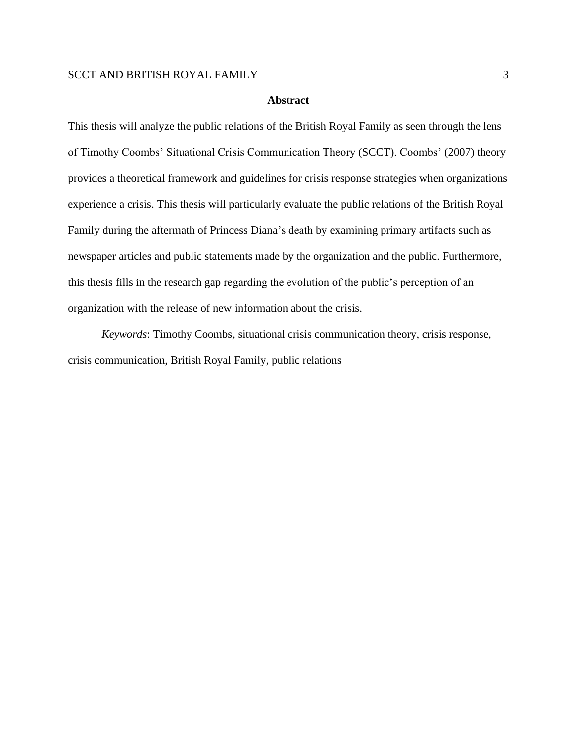# Abstract

This thesis will analyze the public relations of the British Royal Family as seen through the lens of Timothy Coombs' Situational Crisis Communication Theory (SCCT). Coombs' (2007) theory provides a theoretical framework and guidelines for crisis response strategies when organizations experience a crisis. This thesis will particularly evaluate the public relations of the British Royal Family during the aftermath of Princess Diana's death by examining primary artifacts such as newspaper articles and public statements made by the organization and the public. Furthermore, this thesis fills in the research gap regarding the evolution of the public's perception of an organization with the release of new information about the crisis.

*Keywords*: Timothy Coombs, situational crisis communication theory, crisis response, crisis communication, British Royal Family, public relations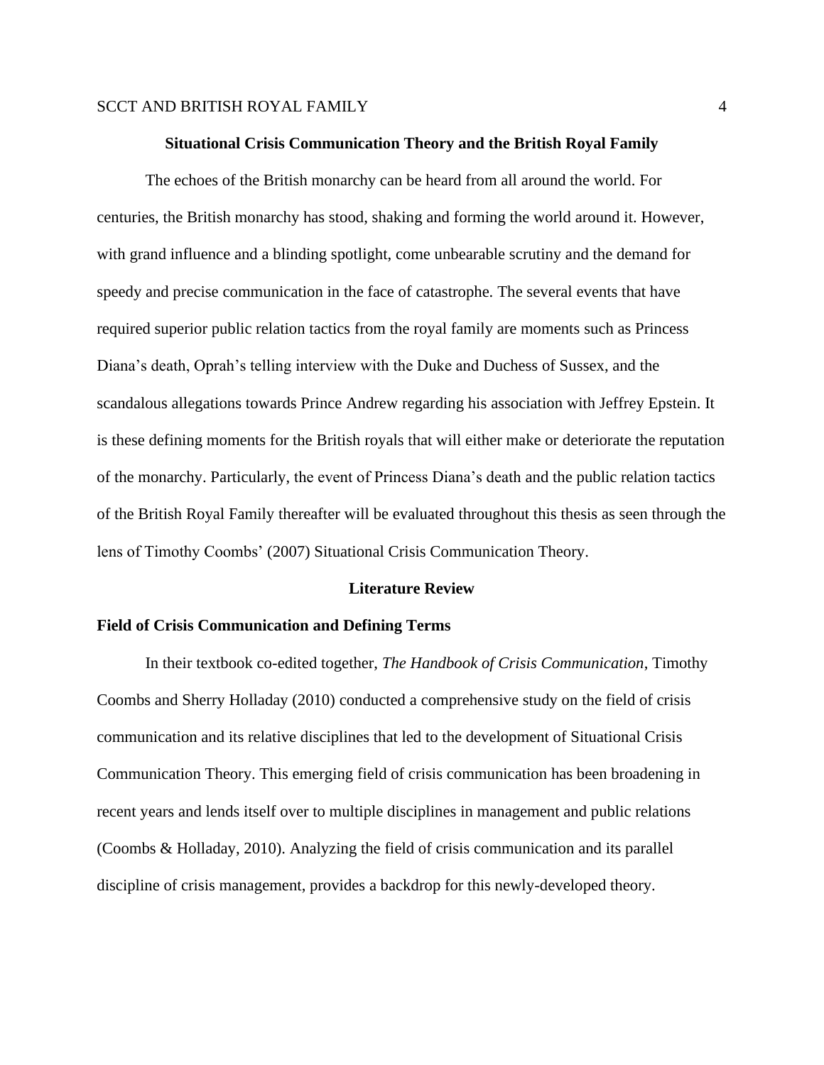# Situational Crisis Communication Theory and the British Royal Family

The echoes of the British monarchy can be heard from all around the world. For centuries, the British monarchy has stood, shaking and forming the world around it. However, with grand influence and a blinding spotlight, come unbearable scrutiny and the demand for speedy and precise communication in the face of catastrophe. The several events that have required superior public relation tactics from the royal family are moments such as Princess Diana's death, Oprah's telling interview with the Duke and Duchess of Sussex, and the scandalous allegations towards Prince Andrew regarding his association with Jeffrey Epstein. It is these defining moments for the British royals that will either make or deteriorate the reputation of the monarchy. Particularly, the event of Princess Diana's death and the public relation tactics of the British Royal Family thereafter will be evaluated throughout this thesis as seen through the lens of Timothy Coombs' (2007) Situational Crisis Communication Theory.

## Literature Review

### Field of Crisis Communication and Defining Terms

In their textbook co-edited together, *The Handbook of Crisis Communication*, Timothy Coombs and Sherry Holladay (2010) conducted a comprehensive study on the field of crisis communication and its relative disciplines that led to the development of Situational Crisis Communication Theory. This emerging field of crisis communication has been broadening in recent years and lends itself over to multiple disciplines in management and public relations (Coombs & Holladay, 2010). Analyzing the field of crisis communication and its parallel discipline of crisis management, provides a backdrop for this newly-developed theory.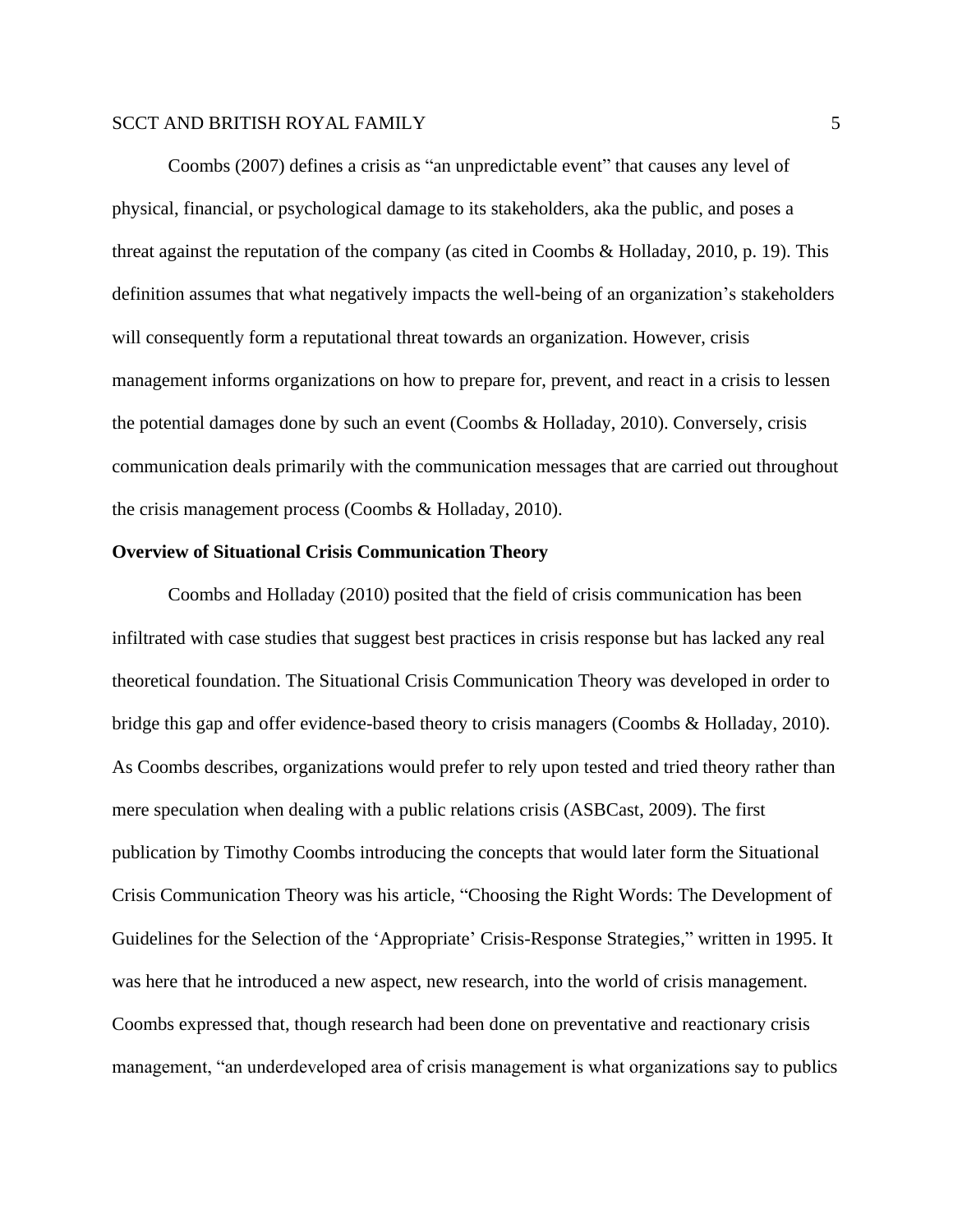Coombs (2007) defines a crisis as "an unpredictable event" that causes any level of physical, financial, or psychological damage to its stakeholders, aka the public, and poses a threat against the reputation of the company (as cited in Coombs & Holladay, 2010, p. 19). This definition assumes that what negatively impacts the well-being of an organization's stakeholders will consequently form a reputational threat towards an organization. However, crisis management informs organizations on how to prepare for, prevent, and react in a crisis to lessen the potential damages done by such an event (Coombs & Holladay, 2010). Conversely, crisis communication deals primarily with the communication messages that are carried out throughout the crisis management process (Coombs & Holladay, 2010).

**Overview of Situational Crisis Communication Theory**

Coombs and Holladay (2010) posited that the field of crisis communication has been infiltrated with case studies that suggest best practices in crisis response but has lacked any real theoretical foundation. The Situational Crisis Communication Theory was developed in order to bridge this gap and offer evidence-based theory to crisis managers (Coombs & Holladay, 2010). As Coombs describes, organizations would prefer to rely upon tested and tried theory rather than mere speculation when dealing with a public relations crisis (ASBCast, 2009). The first publication by Timothy Coombs introducing the concepts that would later form the Situational Crisis Communication Theory was his article, "Choosing the Right Words: The Development of Guidelines for the Selection of the 'Appropriate' Crisis-Response Strategies," written in 1995. It was here that he introduced a new aspect, new research, into the world of crisis management. Coombs expressed that, though research had been done on preventative and reactionary crisis management, "an underdeveloped area of crisis management is what organizations say to publics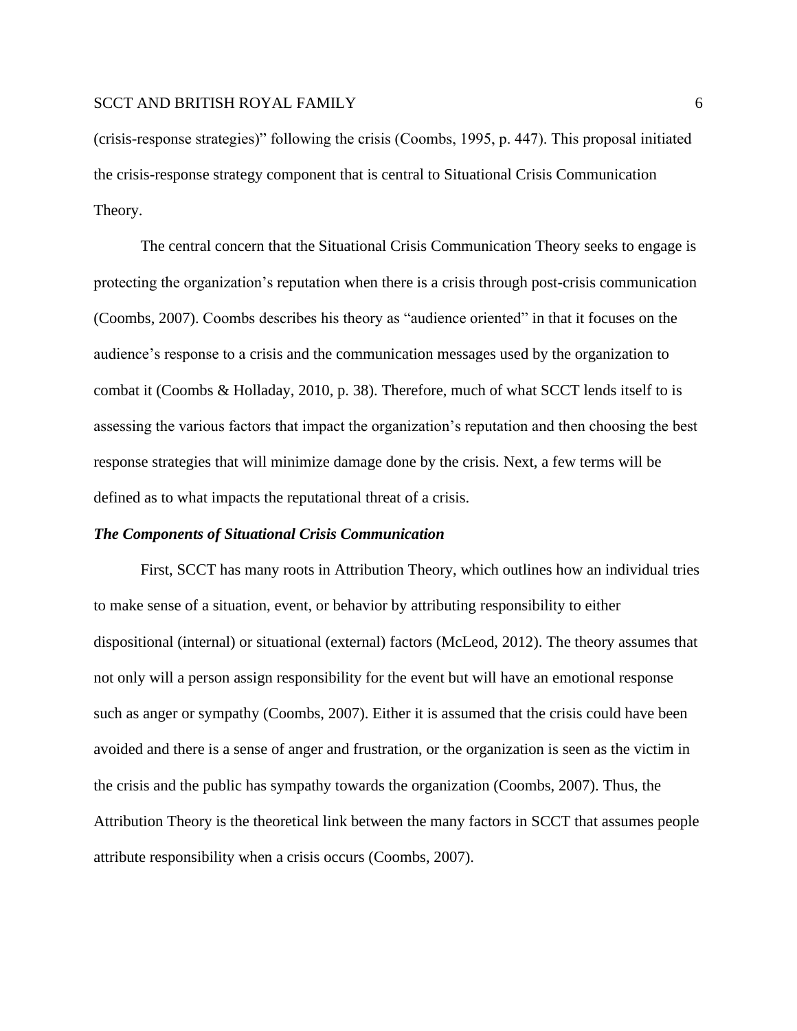(crisis-response strategies)" following the crisis (Coombs, 1995, p. 447). This proposal initiated the crisis-response strategy component that is central to Situational Crisis Communication Theory.

The central concern that the Situational Crisis Communication Theory seeks to engage is protecting the organization's reputation when there is a crisis through post-crisis communication (Coombs, 2007). Coombs describes his theory as "audience oriented" in that it focuses on the audience's response to a crisis and the communication messages used by the organization to combat it (Coombs & Holladay, 2010, p. 38). Therefore, much of what SCCT lends itself to is assessing the various factors that impact the organization's reputation and then choosing the best response strategies that will minimize damage done by the crisis. Next, a few terms will be defined as to what impacts the reputational threat of a crisis.

### *The Components of Situational Crisis Communication*

First, SCCT has many roots in Attribution Theory, which outlines how an individual tries to make sense of a situation, event, or behavior by attributing responsibility to either dispositional (internal) or situational (external) factors (McLeod, 2012). The theory assumes that not only will a person assign responsibility for the event but will have an emotional response such as anger or sympathy (Coombs, 2007). Either it is assumed that the crisis could have been avoided and there is a sense of anger and frustration, or the organization is seen as the victim in the crisis and the public has sympathy towards the organization (Coombs, 2007). Thus, the Attribution Theory is the theoretical link between the many factors in SCCT that assumes people attribute responsibility when a crisis occurs (Coombs, 2007).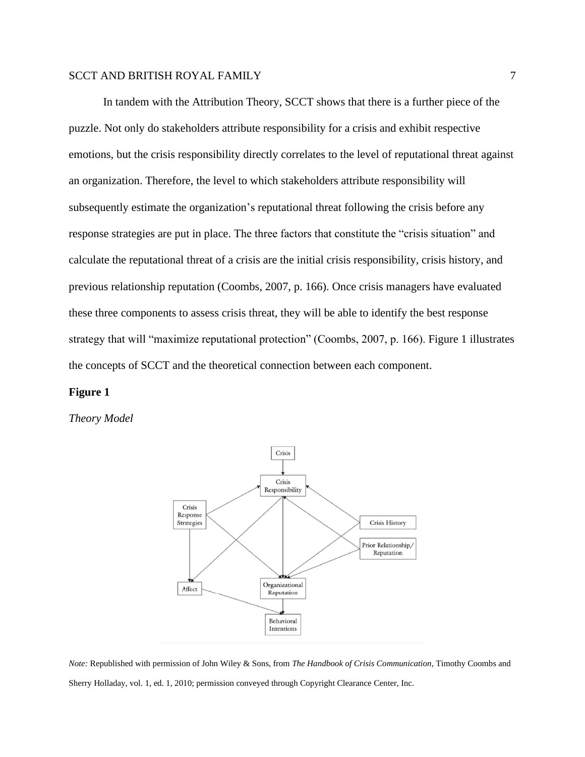In tandem with the Attribution Theory, SCCT shows that there is a further piece of the puzzle. Not only do stakeholders attribute responsibility for a crisis and exhibit respective emotions, but the crisis responsibility directly correlates to the level of reputational threat against an organization. Therefore, the level to which stakeholders attribute responsibility will subsequently estimate the organization's reputational threat following the crisis before any response strategies are put in place. The three factors that constitute the "crisis situation" and calculate the reputational threat of a crisis are the initial crisis responsibility, crisis history, and previous relationship reputation (Coombs, 2007, p. 166). Once crisis managers have evaluated these three components to assess crisis threat, they will be able to identify the best response strategy that will "maximize reputational protection" (Coombs, 2007, p. 166). Figure 1 illustrates the concepts of SCCT and the theoretical connection between each component.

**Figure 1**

*Theory Model*

*Note:* Republished with permission of John Wiley & Sons, from *The Handbook of Crisis Communication*, Timothy Coombs and Sherry Holladay, vol. 1, ed. 1, 2010; permission conveyed through Copyright Clearance Center, Inc.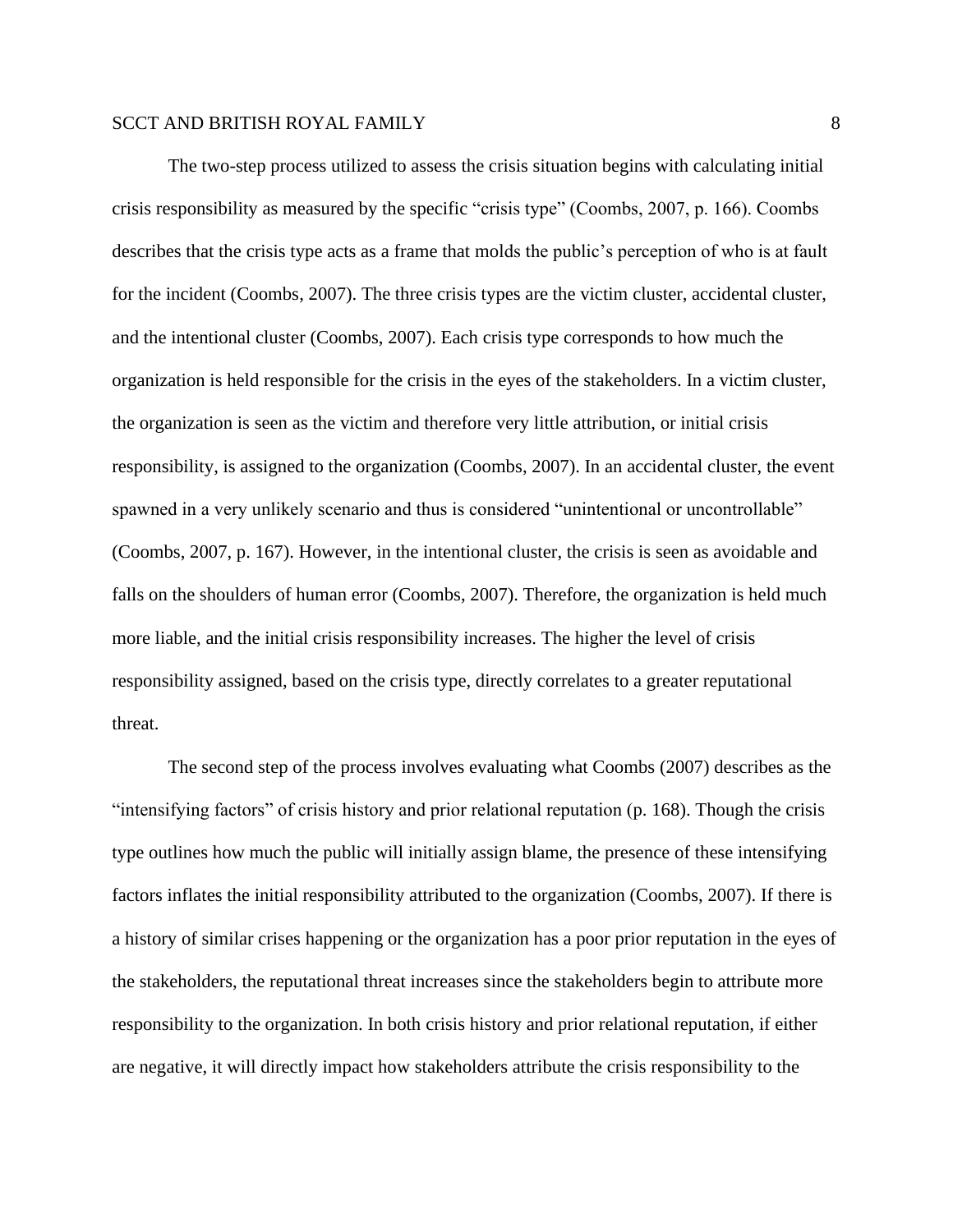The two-step process utilized to assess the crisis situation begins with calculating initial crisis responsibility as measured by the specific "crisis type" (Coombs, 2007, p. 166). Coombs describes that the crisis type acts as a frame that molds the public's perception of who is at fault for the incident (Coombs, 2007). The three crisis types are the victim cluster, accidental cluster, and the intentional cluster (Coombs, 2007). Each crisis type corresponds to how much the organization is held responsible for the crisis in the eyes of the stakeholders. In a victim cluster, the organization is seen as the victim and therefore very little attribution, or initial crisis responsibility, is assigned to the organization (Coombs, 2007). In an accidental cluster, the event spawned in a very unlikely scenario and thus is considered "unintentional or uncontrollable" (Coombs, 2007, p. 167). However, in the intentional cluster, the crisis is seen as avoidable and falls on the shoulders of human error (Coombs, 2007). Therefore, the organization is held much more liable, and the initial crisis responsibility increases. The higher the level of crisis responsibility assigned, based on the crisis type, directly correlates to a greater reputational threat.

The second step of the process involves evaluating what Coombs (2007) describes as the "intensifying factors" of crisis history and prior relational reputation (p. 168). Though the crisis type outlines how much the public will initially assign blame, the presence of these intensifying factors inflates the initial responsibility attributed to the organization (Coombs, 2007). If there is a history of similar crises happening or the organization has a poor prior reputation in the eyes of the stakeholders, the reputational threat increases since the stakeholders begin to attribute more responsibility to the organization. In both crisis history and prior relational reputation, if either are negative, it will directly impact how stakeholders attribute the crisis responsibility to the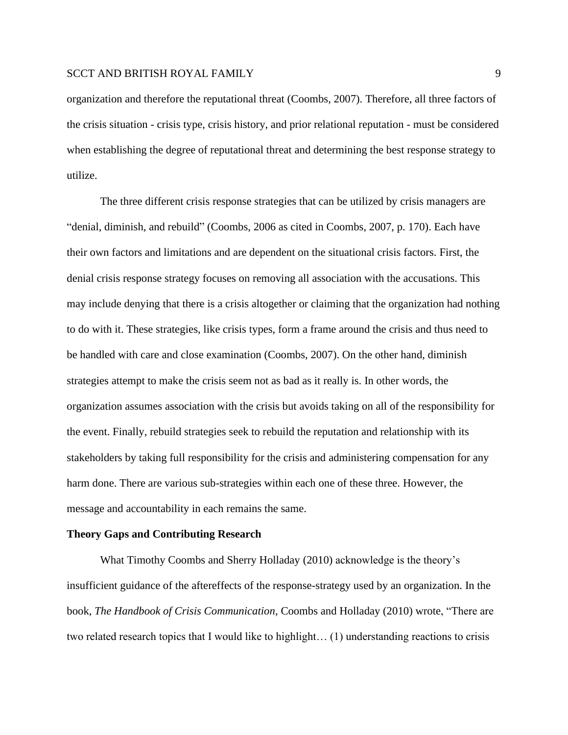organization and therefore the reputational threat (Coombs, 2007). Therefore, all three factors of the crisis situation - crisis type, crisis history, and prior relational reputation - must be considered when establishing the degree of reputational threat and determining the best response strategy to utilize.

The three different crisis response strategies that can be utilized by crisis managers are "denial, diminish, and rebuild" (Coombs, 2006 as cited in Coombs, 2007, p. 170). Each have their own factors and limitations and are dependent on the situational crisis factors. First, the denial crisis response strategy focuses on removing all association with the accusations. This may include denying that there is a crisis altogether or claiming that the organization had nothing to do with it. These strategies, like crisis types, form a frame around the crisis and thus need to be handled with care and close examination (Coombs, 2007). On the other hand, diminish strategies attempt to make the crisis seem not as bad as it really is. In other words, the organization assumes association with the crisis but avoids taking on all of the responsibility for the event. Finally, rebuild strategies seek to rebuild the reputation and relationship with its stakeholders by taking full responsibility for the crisis and administering compensation for any harm done. There are various sub-strategies within each one of these three. However, the message and accountability in each remains the same.

**Theory Gaps and Contributing Research**

What Timothy Coombs and Sherry Holladay (2010) acknowledge is the theory's insufficient guidance of the aftereffects of the response-strategy used by an organization. In the book, *The Handbook of Crisis Communication*, Coombs and Holladay (2010) wrote, "There are two related research topics that I would like to highlight… (1) understanding reactions to crisis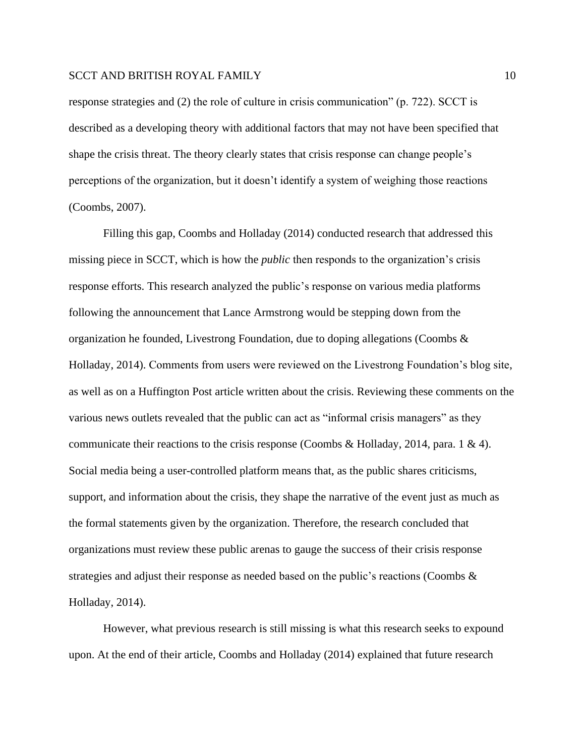response strategies and (2) the role of culture in crisis communication" (p. 722). SCCT is described as a developing theory with additional factors that may not have been specified that shape the crisis threat. The theory clearly states that crisis response can change people's perceptions of the organization, but it doesn't identify a system of weighing those reactions (Coombs, 2007).

Filling this gap, Coombs and Holladay (2014) conducted research that addressed this missing piece in SCCT, which is how the *public* then responds to the organization's crisis response efforts. This research analyzed the public's response on various media platforms following the announcement that Lance Armstrong would be stepping down from the organization he founded, Livestrong Foundation, due to doping allegations (Coombs & Holladay, 2014). Comments from users were reviewed on the Livestrong Foundation's blog site, as well as on a Huffington Post article written about the crisis. Reviewing these comments on the various news outlets revealed that the public can act as "informal crisis managers" as they communicate their reactions to the crisis response (Coombs & Holladay, 2014, para. 1 & 4). Social media being a user-controlled platform means that, as the public shares criticisms, support, and information about the crisis, they shape the narrative of the event just as much as the formal statements given by the organization. Therefore, the research concluded that organizations must review these public arenas to gauge the success of their crisis response strategies and adjust their response as needed based on the public's reactions (Coombs & Holladay, 2014).

However, what previous research is still missing is what this research seeks to expound upon. At the end of their article, Coombs and Holladay (2014) explained that future research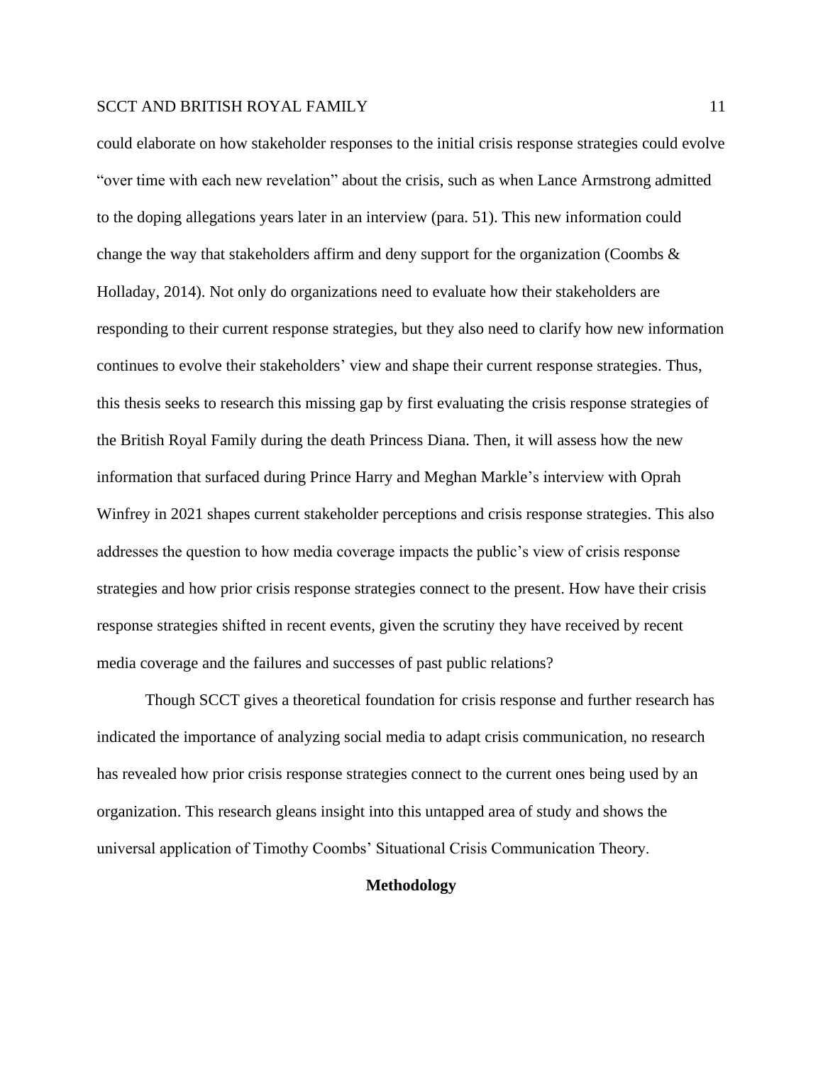could elaborate on how stakeholder responses to the initial crisis response strategies could evolve "over time with each new revelation" about the crisis, such as when Lance Armstrong admitted to the doping allegations years later in an interview (para. 51). This new information could change the way that stakeholders affirm and deny support for the organization (Coombs & Holladay, 2014). Not only do organizations need to evaluate how their stakeholders are responding to their current response strategies, but they also need to clarify how new information continues to evolve their stakeholders' view and shape their current response strategies. Thus, this thesis seeks to research this missing gap by first evaluating the crisis response strategies of the British Royal Family during the death Princess Diana. Then, it will assess how the new information that surfaced during Prince Harry and Meghan Markle's interview with Oprah Winfrey in 2021 shapes current stakeholder perceptions and crisis response strategies. This also addresses the question to how media coverage impacts the public's view of crisis response strategies and how prior crisis response strategies connect to the present. How have their crisis response strategies shifted in recent events, given the scrutiny they have received by recent media coverage and the failures and successes of past public relations?

Though SCCT gives a theoretical foundation for crisis response and further research has indicated the importance of analyzing social media to adapt crisis communication, no research has revealed how prior crisis response strategies connect to the current ones being used by an organization. This research gleans insight into this untapped area of study and shows the universal application of Timothy Coombs' Situational Crisis Communication Theory.

## Methodology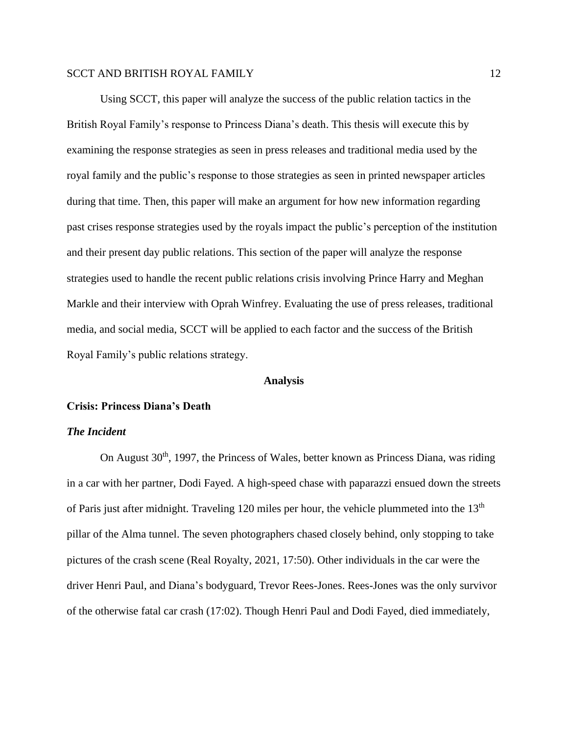Using SCCT, this paper will analyze the success of the public relation tactics in the British Royal Family's response to Princess Diana's death. This thesis will execute this by examining the response strategies as seen in press releases and traditional media used by the royal family and the public's response to those strategies as seen in printed newspaper articles during that time. Then, this paper will make an argument for how new information regarding past crises response strategies used by the royals impact the public's perception of the institution and their present day public relations. This section of the paper will analyze the response strategies used to handle the recent public relations crisis involving Prince Harry and Meghan Markle and their interview with Oprah Winfrey. Evaluating the use of press releases, traditional media, and social media, SCCT will be applied to each factor and the success of the British Royal Family's public relations strategy.

## Analysis

### Crisis: Princess Diana's Death

#### *The Incident*

On August 30th, 1997, the Princess of Wales, better known as Princess Diana, was riding in a car with her partner, Dodi Fayed. A high-speed chase with paparazzi ensued down the streets of Paris just after midnight. Traveling 120 miles per hour, the vehicle plummeted into the 13th pillar of the Alma tunnel. The seven photographers chased closely behind, only stopping to take pictures of the crash scene (Real Royalty, 2021, 17:50). Other individuals in the car were the driver Henri Paul, and Diana's bodyguard, Trevor Rees-Jones. Rees-Jones was the only survivor of the otherwise fatal car crash (17:02). Though Henri Paul and Dodi Fayed, died immediately,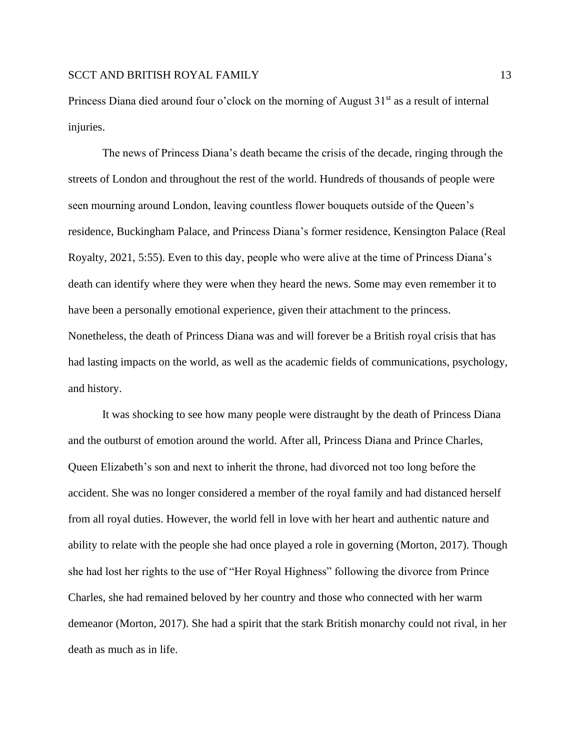Princess Diana died around four o'clock on the morning of August 31st as a result of internal injuries.

The news of Princess Diana's death became the crisis of the decade, ringing through the streets of London and throughout the rest of the world. Hundreds of thousands of people were seen mourning around London, leaving countless flower bouquets outside of the Queen's residence, Buckingham Palace, and Princess Diana's former residence, Kensington Palace (Real Royalty, 2021, 5:55). Even to this day, people who were alive at the time of Princess Diana's death can identify where they were when they heard the news. Some may even remember it to have been a personally emotional experience, given their attachment to the princess. Nonetheless, the death of Princess Diana was and will forever be a British royal crisis that has had lasting impacts on the world, as well as the academic fields of communications, psychology, and history.

It was shocking to see how many people were distraught by the death of Princess Diana and the outburst of emotion around the world. After all, Princess Diana and Prince Charles, Queen Elizabeth's son and next to inherit the throne, had divorced not too long before the accident. She was no longer considered a member of the royal family and had distanced herself from all royal duties. However, the world fell in love with her heart and authentic nature and ability to relate with the people she had once played a role in governing (Morton, 2017). Though she had lost her rights to the use of "Her Royal Highness" following the divorce from Prince Charles, she had remained beloved by her country and those who connected with her warm demeanor (Morton, 2017). She had a spirit that the stark British monarchy could not rival, in her death as much as in life.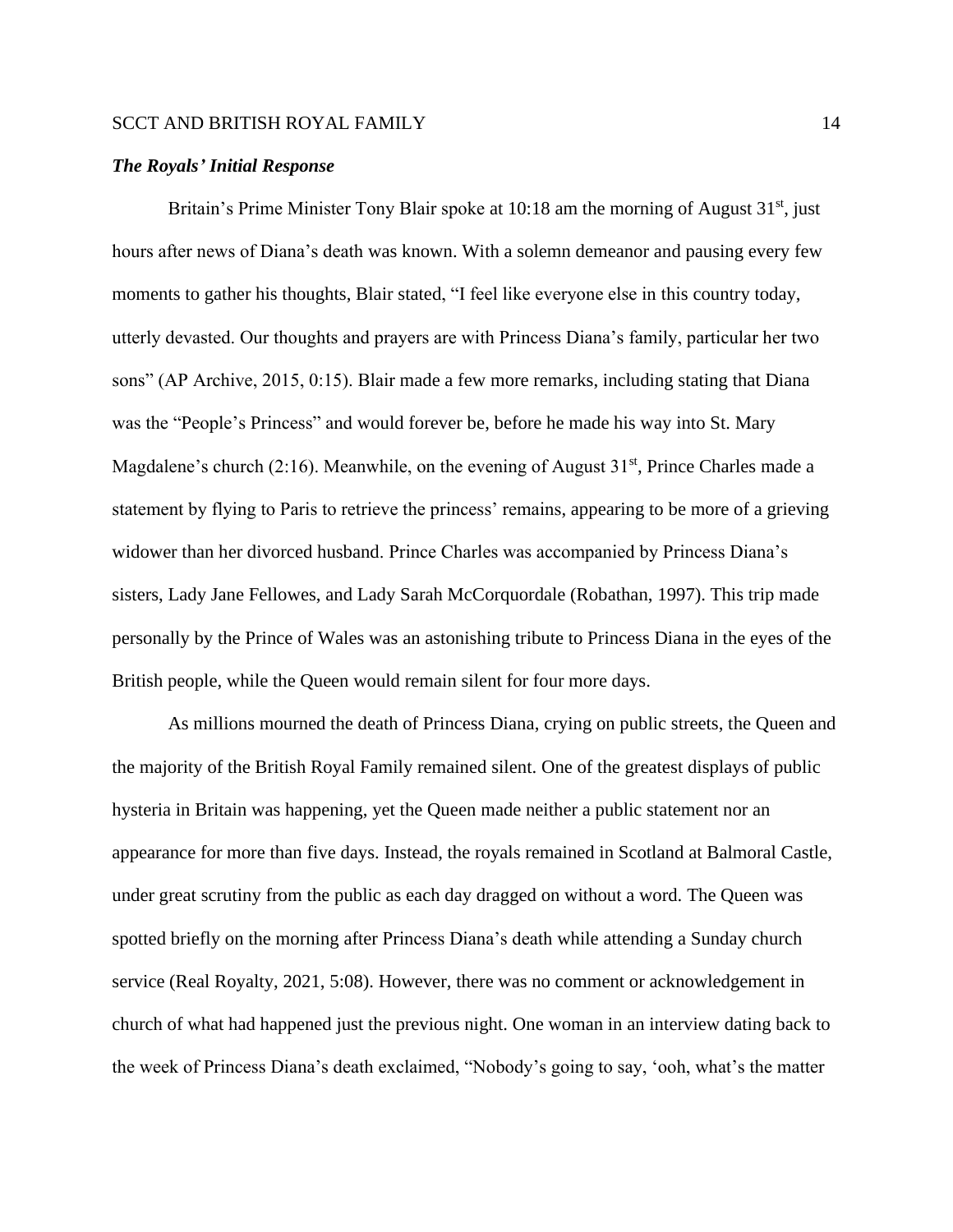### ***The Royals' Initial Response***

Britain's Prime Minister Tony Blair spoke at 10:18 am the morning of August 31st, just hours after news of Diana's death was known. With a solemn demeanor and pausing every few moments to gather his thoughts, Blair stated, "I feel like everyone else in this country today, utterly devasted. Our thoughts and prayers are with Princess Diana's family, particular her two sons" (AP Archive, 2015, 0:15). Blair made a few more remarks, including stating that Diana was the "People's Princess" and would forever be, before he made his way into St. Mary Magdalene's church (2:16). Meanwhile, on the evening of August 31st, Prince Charles made a statement by flying to Paris to retrieve the princess' remains, appearing to be more of a grieving widower than her divorced husband. Prince Charles was accompanied by Princess Diana's sisters, Lady Jane Fellowes, and Lady Sarah McCorquordale (Robathan, 1997). This trip made personally by the Prince of Wales was an astonishing tribute to Princess Diana in the eyes of the British people, while the Queen would remain silent for four more days.

As millions mourned the death of Princess Diana, crying on public streets, the Queen and the majority of the British Royal Family remained silent. One of the greatest displays of public hysteria in Britain was happening, yet the Queen made neither a public statement nor an appearance for more than five days. Instead, the royals remained in Scotland at Balmoral Castle, under great scrutiny from the public as each day dragged on without a word. The Queen was spotted briefly on the morning after Princess Diana's death while attending a Sunday church service (Real Royalty, 2021, 5:08). However, there was no comment or acknowledgement in church of what had happened just the previous night. One woman in an interview dating back to the week of Princess Diana's death exclaimed, "Nobody's going to say, 'ooh, what's the matter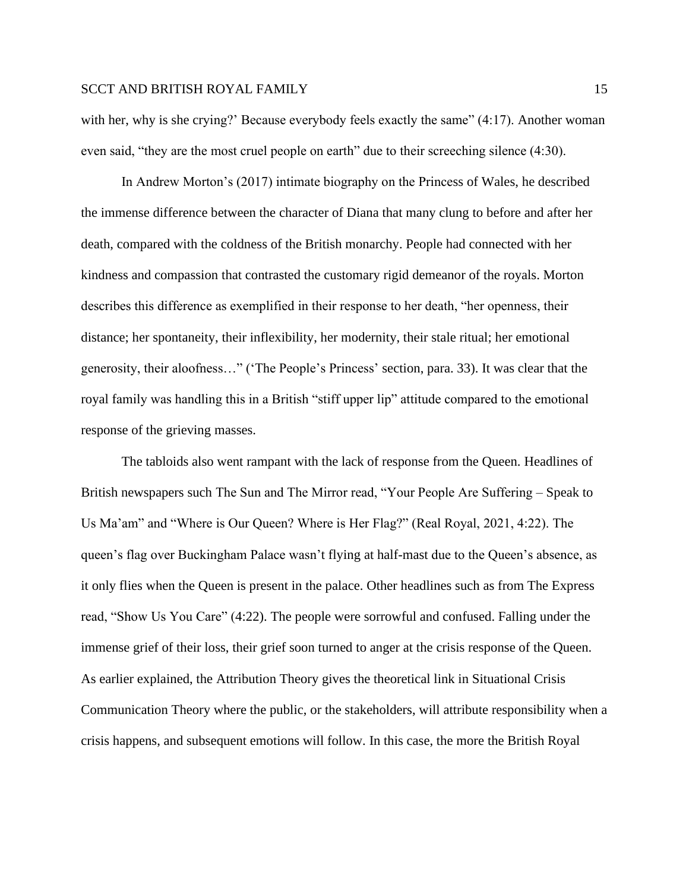with her, why is she crying?' Because everybody feels exactly the same" (4:17). Another woman even said, "they are the most cruel people on earth" due to their screeching silence (4:30).

In Andrew Morton's (2017) intimate biography on the Princess of Wales, he described the immense difference between the character of Diana that many clung to before and after her death, compared with the coldness of the British monarchy. People had connected with her kindness and compassion that contrasted the customary rigid demeanor of the royals. Morton describes this difference as exemplified in their response to her death, "her openness, their distance; her spontaneity, their inflexibility, her modernity, their stale ritual; her emotional generosity, their aloofness…" ('The People's Princess' section, para. 33). It was clear that the royal family was handling this in a British "stiff upper lip" attitude compared to the emotional response of the grieving masses.

The tabloids also went rampant with the lack of response from the Queen. Headlines of British newspapers such The Sun and The Mirror read, "Your People Are Suffering – Speak to Us Ma'am" and "Where is Our Queen? Where is Her Flag?" (Real Royal, 2021, 4:22). The queen's flag over Buckingham Palace wasn't flying at half-mast due to the Queen's absence, as it only flies when the Queen is present in the palace. Other headlines such as from The Express read, "Show Us You Care" (4:22). The people were sorrowful and confused. Falling under the immense grief of their loss, their grief soon turned to anger at the crisis response of the Queen. As earlier explained, the Attribution Theory gives the theoretical link in Situational Crisis Communication Theory where the public, or the stakeholders, will attribute responsibility when a crisis happens, and subsequent emotions will follow. In this case, the more the British Royal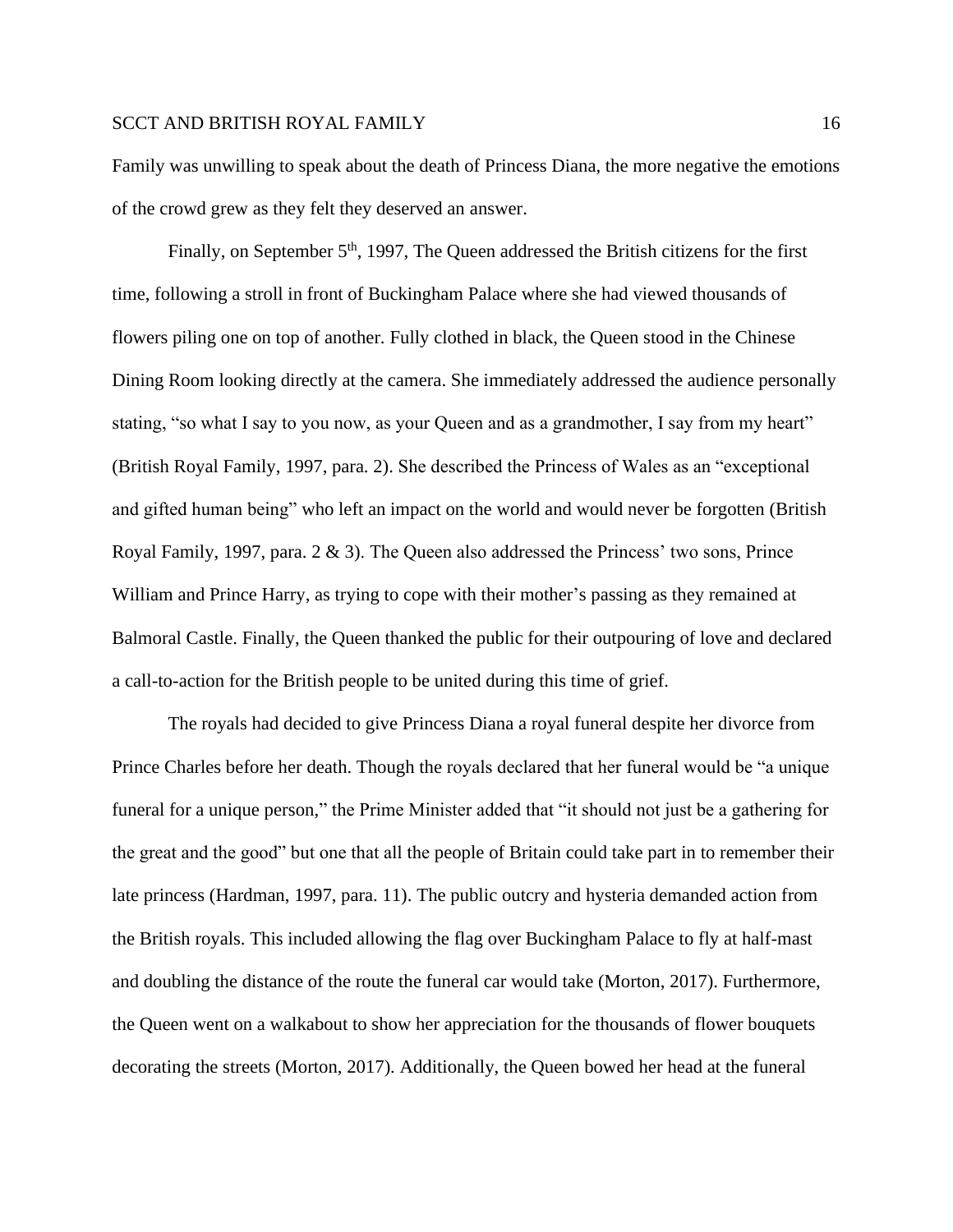Family was unwilling to speak about the death of Princess Diana, the more negative the emotions of the crowd grew as they felt they deserved an answer.

Finally, on September 5th, 1997, The Queen addressed the British citizens for the first time, following a stroll in front of Buckingham Palace where she had viewed thousands of flowers piling one on top of another. Fully clothed in black, the Queen stood in the Chinese Dining Room looking directly at the camera. She immediately addressed the audience personally stating, "so what I say to you now, as your Queen and as a grandmother, I say from my heart" (British Royal Family, 1997, para. 2). She described the Princess of Wales as an "exceptional and gifted human being" who left an impact on the world and would never be forgotten (British Royal Family, 1997, para. 2 & 3). The Queen also addressed the Princess' two sons, Prince William and Prince Harry, as trying to cope with their mother's passing as they remained at Balmoral Castle. Finally, the Queen thanked the public for their outpouring of love and declared a call-to-action for the British people to be united during this time of grief.

The royals had decided to give Princess Diana a royal funeral despite her divorce from Prince Charles before her death. Though the royals declared that her funeral would be "a unique funeral for a unique person," the Prime Minister added that "it should not just be a gathering for the great and the good" but one that all the people of Britain could take part in to remember their late princess (Hardman, 1997, para. 11). The public outcry and hysteria demanded action from the British royals. This included allowing the flag over Buckingham Palace to fly at half-mast and doubling the distance of the route the funeral car would take (Morton, 2017). Furthermore, the Queen went on a walkabout to show her appreciation for the thousands of flower bouquets decorating the streets (Morton, 2017). Additionally, the Queen bowed her head at the funeral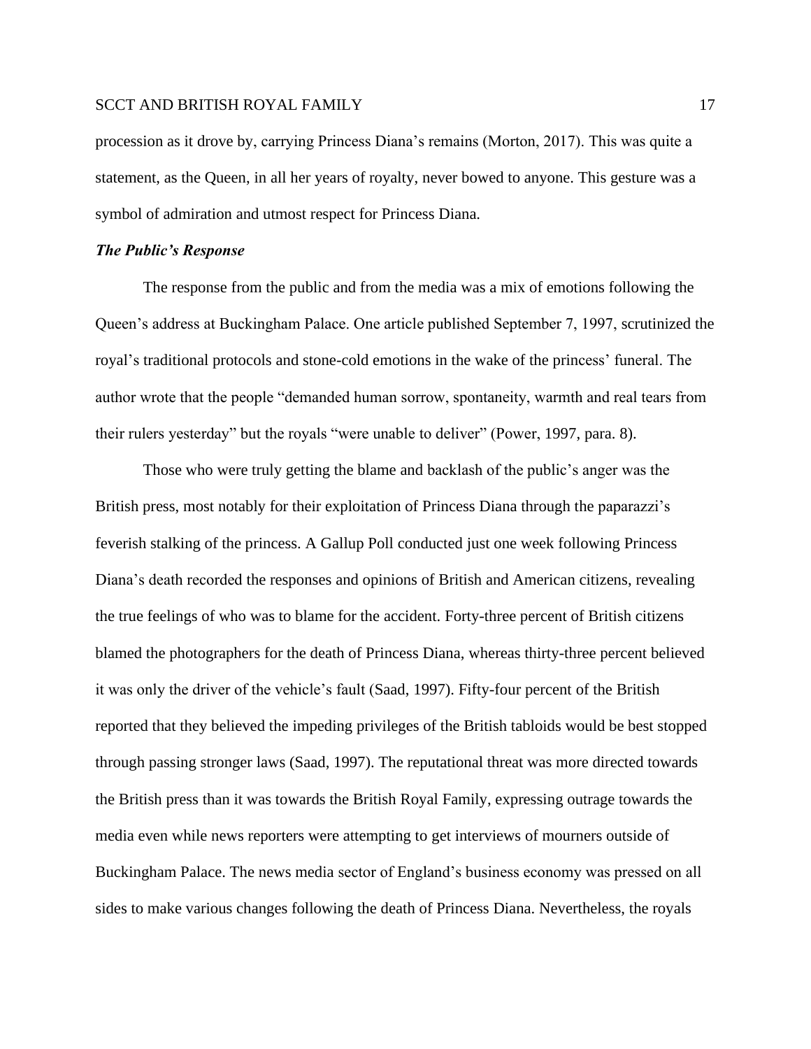procession as it drove by, carrying Princess Diana's remains (Morton, 2017). This was quite a statement, as the Queen, in all her years of royalty, never bowed to anyone. This gesture was a symbol of admiration and utmost respect for Princess Diana.

### ***The Public's Response***

The response from the public and from the media was a mix of emotions following the Queen's address at Buckingham Palace. One article published September 7, 1997, scrutinized the royal's traditional protocols and stone-cold emotions in the wake of the princess' funeral. The author wrote that the people "demanded human sorrow, spontaneity, warmth and real tears from their rulers yesterday" but the royals "were unable to deliver" (Power, 1997, para. 8).

Those who were truly getting the blame and backlash of the public's anger was the British press, most notably for their exploitation of Princess Diana through the paparazzi's feverish stalking of the princess. A Gallup Poll conducted just one week following Princess Diana's death recorded the responses and opinions of British and American citizens, revealing the true feelings of who was to blame for the accident. Forty-three percent of British citizens blamed the photographers for the death of Princess Diana, whereas thirty-three percent believed it was only the driver of the vehicle's fault (Saad, 1997). Fifty-four percent of the British reported that they believed the impeding privileges of the British tabloids would be best stopped through passing stronger laws (Saad, 1997). The reputational threat was more directed towards the British press than it was towards the British Royal Family, expressing outrage towards the media even while news reporters were attempting to get interviews of mourners outside of Buckingham Palace. The news media sector of England's business economy was pressed on all sides to make various changes following the death of Princess Diana. Nevertheless, the royals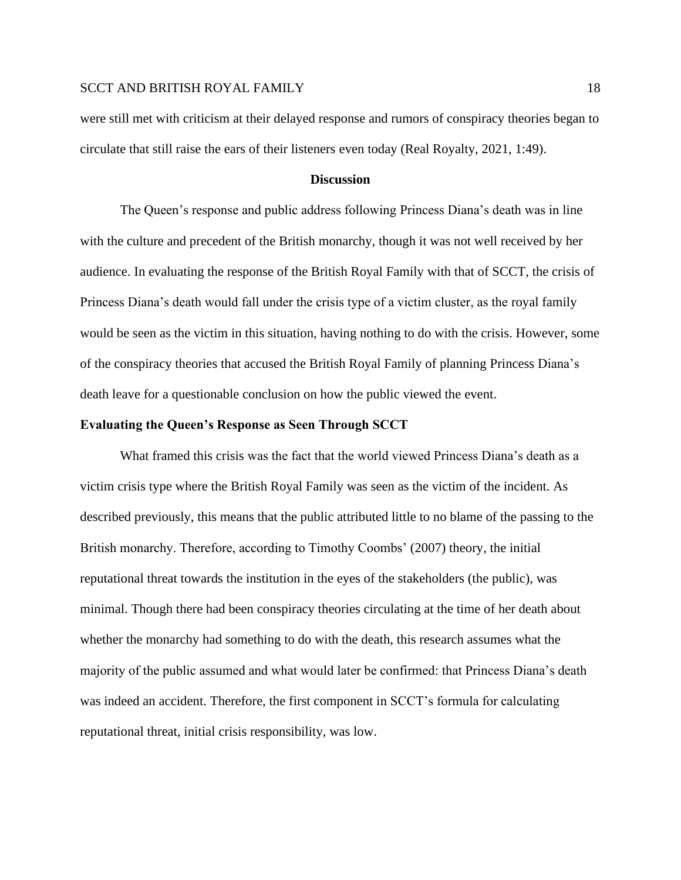were still met with criticism at their delayed response and rumors of conspiracy theories began to circulate that still raise the ears of their listeners even today (Real Royalty, 2021, 1:49).

## Discussion

The Queen's response and public address following Princess Diana's death was in line with the culture and precedent of the British monarchy, though it was not well received by her audience. In evaluating the response of the British Royal Family with that of SCCT, the crisis of Princess Diana's death would fall under the crisis type of a victim cluster, as the royal family would be seen as the victim in this situation, having nothing to do with the crisis. However, some of the conspiracy theories that accused the British Royal Family of planning Princess Diana's death leave for a questionable conclusion on how the public viewed the event.

### Evaluating the Queen's Response as Seen Through SCCT

What framed this crisis was the fact that the world viewed Princess Diana's death as a victim crisis type where the British Royal Family was seen as the victim of the incident. As described previously, this means that the public attributed little to no blame of the passing to the British monarchy. Therefore, according to Timothy Coombs' (2007) theory, the initial reputational threat towards the institution in the eyes of the stakeholders (the public), was minimal. Though there had been conspiracy theories circulating at the time of her death about whether the monarchy had something to do with the death, this research assumes what the majority of the public assumed and what would later be confirmed: that Princess Diana's death was indeed an accident. Therefore, the first component in SCCT's formula for calculating reputational threat, initial crisis responsibility, was low.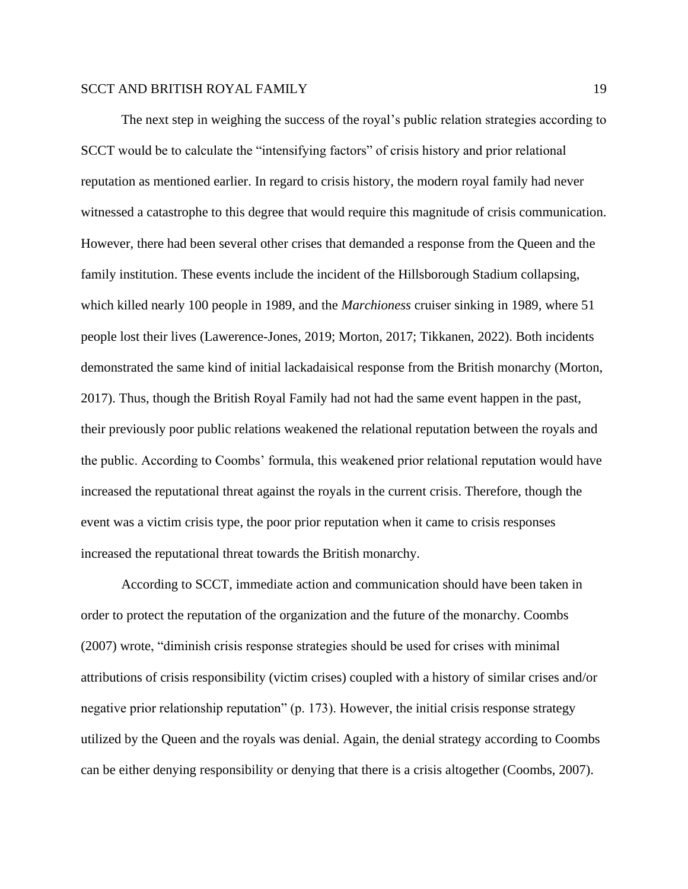The next step in weighing the success of the royal's public relation strategies according to SCCT would be to calculate the "intensifying factors" of crisis history and prior relational reputation as mentioned earlier. In regard to crisis history, the modern royal family had never witnessed a catastrophe to this degree that would require this magnitude of crisis communication. However, there had been several other crises that demanded a response from the Queen and the family institution. These events include the incident of the Hillsborough Stadium collapsing, which killed nearly 100 people in 1989, and the *Marchioness* cruiser sinking in 1989, where 51 people lost their lives (Lawerence-Jones, 2019; Morton, 2017; Tikkanen, 2022). Both incidents demonstrated the same kind of initial lackadaisical response from the British monarchy (Morton, 2017). Thus, though the British Royal Family had not had the same event happen in the past, their previously poor public relations weakened the relational reputation between the royals and the public. According to Coombs' formula, this weakened prior relational reputation would have increased the reputational threat against the royals in the current crisis. Therefore, though the event was a victim crisis type, the poor prior reputation when it came to crisis responses increased the reputational threat towards the British monarchy.

According to SCCT, immediate action and communication should have been taken in order to protect the reputation of the organization and the future of the monarchy. Coombs (2007) wrote, "diminish crisis response strategies should be used for crises with minimal attributions of crisis responsibility (victim crises) coupled with a history of similar crises and/or negative prior relationship reputation" (p. 173). However, the initial crisis response strategy utilized by the Queen and the royals was denial. Again, the denial strategy according to Coombs can be either denying responsibility or denying that there is a crisis altogether (Coombs, 2007).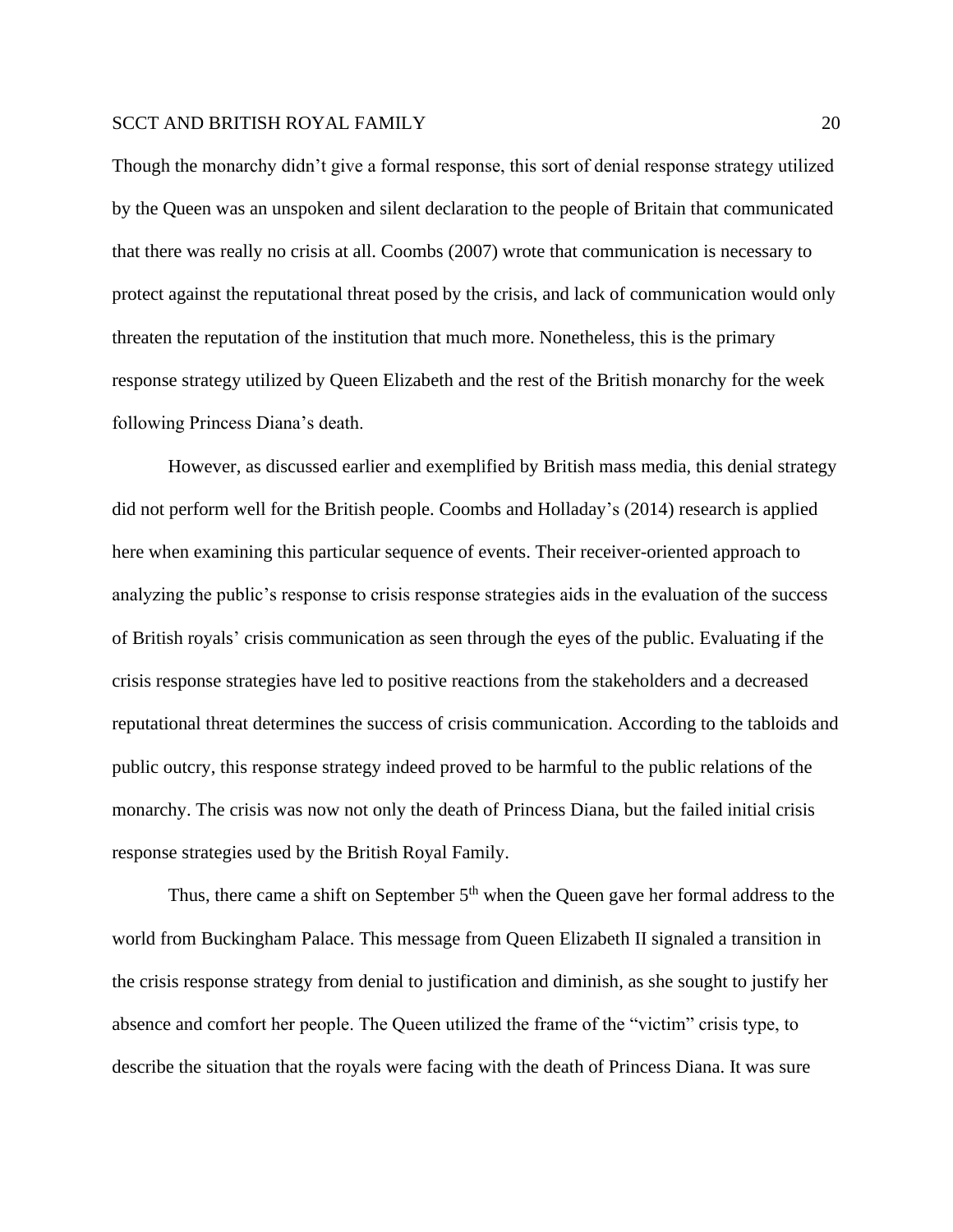Though the monarchy didn't give a formal response, this sort of denial response strategy utilized by the Queen was an unspoken and silent declaration to the people of Britain that communicated that there was really no crisis at all. Coombs (2007) wrote that communication is necessary to protect against the reputational threat posed by the crisis, and lack of communication would only threaten the reputation of the institution that much more. Nonetheless, this is the primary response strategy utilized by Queen Elizabeth and the rest of the British monarchy for the week following Princess Diana's death.

However, as discussed earlier and exemplified by British mass media, this denial strategy did not perform well for the British people. Coombs and Holladay's (2014) research is applied here when examining this particular sequence of events. Their receiver-oriented approach to analyzing the public's response to crisis response strategies aids in the evaluation of the success of British royals' crisis communication as seen through the eyes of the public. Evaluating if the crisis response strategies have led to positive reactions from the stakeholders and a decreased reputational threat determines the success of crisis communication. According to the tabloids and public outcry, this response strategy indeed proved to be harmful to the public relations of the monarchy. The crisis was now not only the death of Princess Diana, but the failed initial crisis response strategies used by the British Royal Family.

Thus, there came a shift on September 5th when the Queen gave her formal address to the world from Buckingham Palace. This message from Queen Elizabeth II signaled a transition in the crisis response strategy from denial to justification and diminish, as she sought to justify her absence and comfort her people. The Queen utilized the frame of the "victim" crisis type, to describe the situation that the royals were facing with the death of Princess Diana. It was sure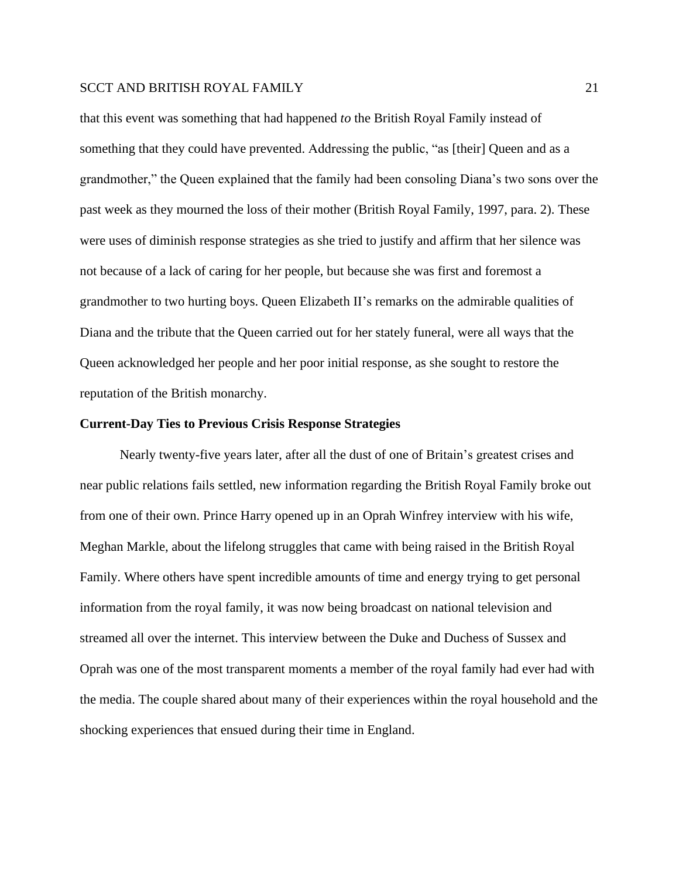that this event was something that had happened *to* the British Royal Family instead of something that they could have prevented. Addressing the public, "as [their] Queen and as a grandmother," the Queen explained that the family had been consoling Diana's two sons over the past week as they mourned the loss of their mother (British Royal Family, 1997, para. 2). These were uses of diminish response strategies as she tried to justify and affirm that her silence was not because of a lack of caring for her people, but because she was first and foremost a grandmother to two hurting boys. Queen Elizabeth II's remarks on the admirable qualities of Diana and the tribute that the Queen carried out for her stately funeral, were all ways that the Queen acknowledged her people and her poor initial response, as she sought to restore the reputation of the British monarchy.

**Current-Day Ties to Previous Crisis Response Strategies**

Nearly twenty-five years later, after all the dust of one of Britain's greatest crises and near public relations fails settled, new information regarding the British Royal Family broke out from one of their own. Prince Harry opened up in an Oprah Winfrey interview with his wife, Meghan Markle, about the lifelong struggles that came with being raised in the British Royal Family. Where others have spent incredible amounts of time and energy trying to get personal information from the royal family, it was now being broadcast on national television and streamed all over the internet. This interview between the Duke and Duchess of Sussex and Oprah was one of the most transparent moments a member of the royal family had ever had with the media. The couple shared about many of their experiences within the royal household and the shocking experiences that ensued during their time in England.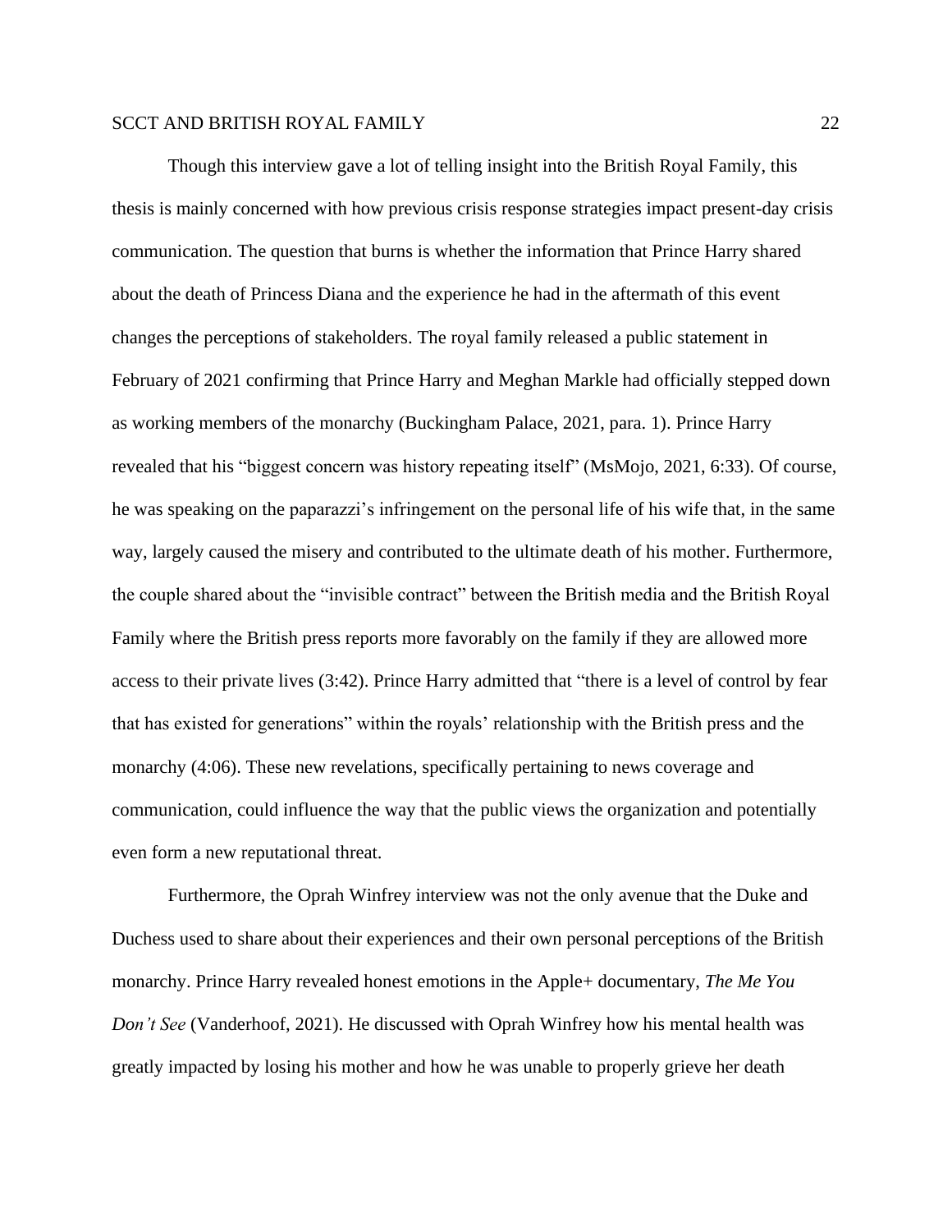Though this interview gave a lot of telling insight into the British Royal Family, this thesis is mainly concerned with how previous crisis response strategies impact present-day crisis communication. The question that burns is whether the information that Prince Harry shared about the death of Princess Diana and the experience he had in the aftermath of this event changes the perceptions of stakeholders. The royal family released a public statement in February of 2021 confirming that Prince Harry and Meghan Markle had officially stepped down as working members of the monarchy (Buckingham Palace, 2021, para. 1). Prince Harry revealed that his "biggest concern was history repeating itself" (MsMojo, 2021, 6:33). Of course, he was speaking on the paparazzi's infringement on the personal life of his wife that, in the same way, largely caused the misery and contributed to the ultimate death of his mother. Furthermore, the couple shared about the "invisible contract" between the British media and the British Royal Family where the British press reports more favorably on the family if they are allowed more access to their private lives (3:42). Prince Harry admitted that "there is a level of control by fear that has existed for generations" within the royals' relationship with the British press and the monarchy (4:06). These new revelations, specifically pertaining to news coverage and communication, could influence the way that the public views the organization and potentially even form a new reputational threat.

Furthermore, the Oprah Winfrey interview was not the only avenue that the Duke and Duchess used to share about their experiences and their own personal perceptions of the British monarchy. Prince Harry revealed honest emotions in the Apple+ documentary, *The Me You Don't See* (Vanderhoof, 2021). He discussed with Oprah Winfrey how his mental health was greatly impacted by losing his mother and how he was unable to properly grieve her death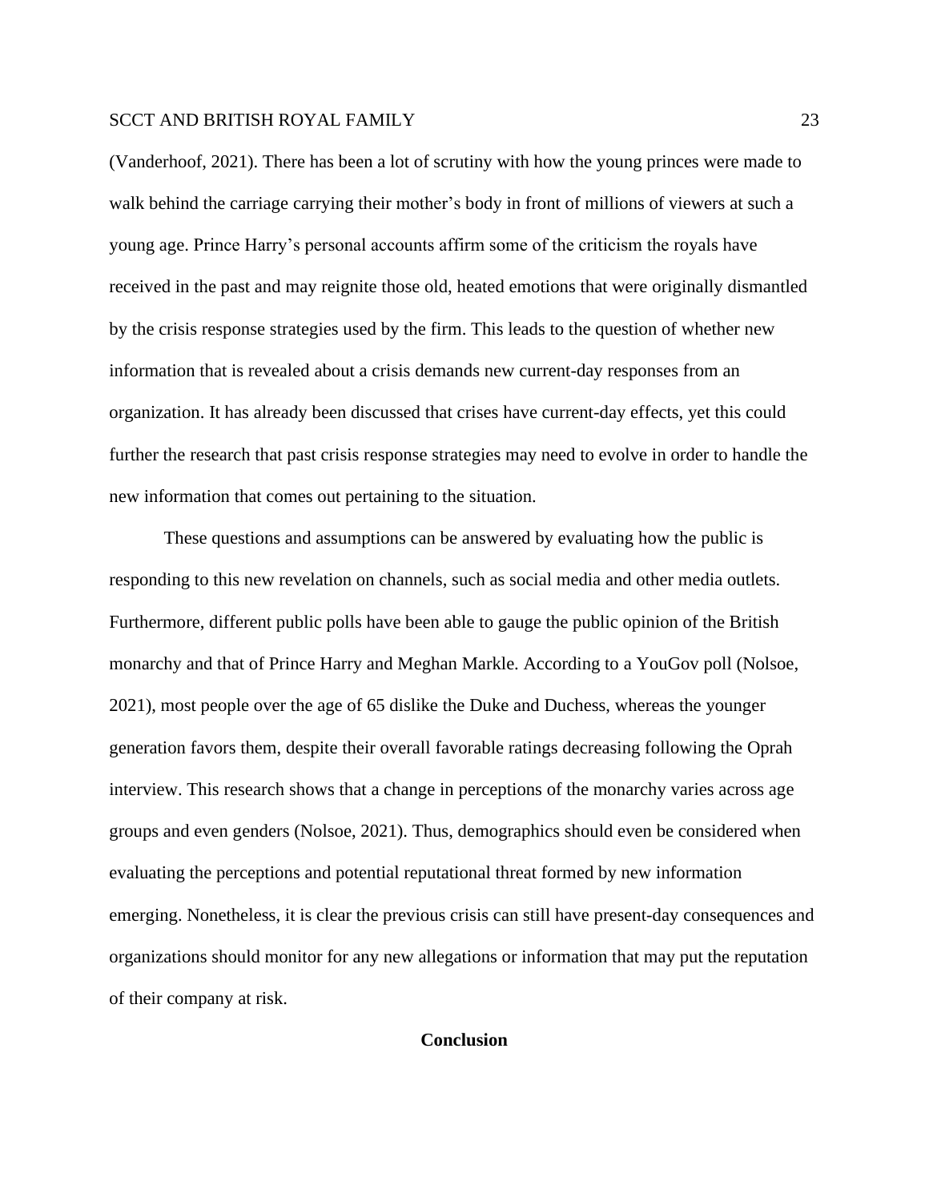(Vanderhoof, 2021). There has been a lot of scrutiny with how the young princes were made to walk behind the carriage carrying their mother's body in front of millions of viewers at such a young age. Prince Harry's personal accounts affirm some of the criticism the royals have received in the past and may reignite those old, heated emotions that were originally dismantled by the crisis response strategies used by the firm. This leads to the question of whether new information that is revealed about a crisis demands new current-day responses from an organization. It has already been discussed that crises have current-day effects, yet this could further the research that past crisis response strategies may need to evolve in order to handle the new information that comes out pertaining to the situation.

These questions and assumptions can be answered by evaluating how the public is responding to this new revelation on channels, such as social media and other media outlets. Furthermore, different public polls have been able to gauge the public opinion of the British monarchy and that of Prince Harry and Meghan Markle. According to a YouGov poll (Nolsoe, 2021), most people over the age of 65 dislike the Duke and Duchess, whereas the younger generation favors them, despite their overall favorable ratings decreasing following the Oprah interview. This research shows that a change in perceptions of the monarchy varies across age groups and even genders (Nolsoe, 2021). Thus, demographics should even be considered when evaluating the perceptions and potential reputational threat formed by new information emerging. Nonetheless, it is clear the previous crisis can still have present-day consequences and organizations should monitor for any new allegations or information that may put the reputation of their company at risk.

## Conclusion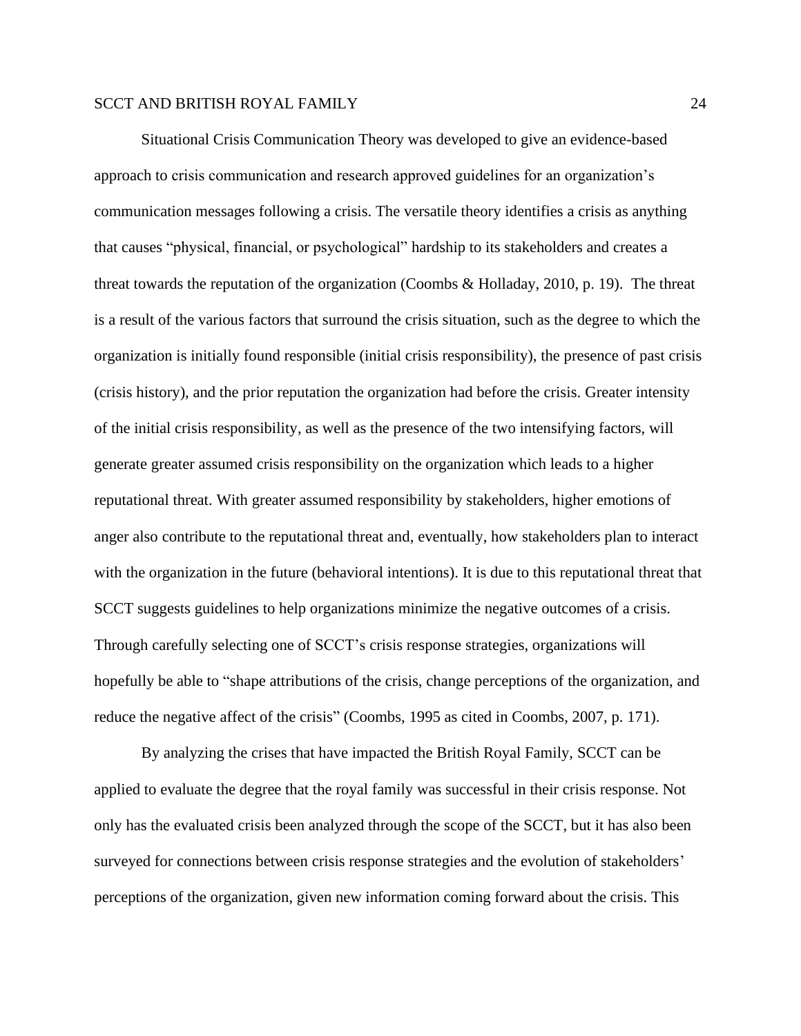Situational Crisis Communication Theory was developed to give an evidence-based approach to crisis communication and research approved guidelines for an organization's communication messages following a crisis. The versatile theory identifies a crisis as anything that causes "physical, financial, or psychological" hardship to its stakeholders and creates a threat towards the reputation of the organization (Coombs & Holladay, 2010, p. 19). The threat is a result of the various factors that surround the crisis situation, such as the degree to which the organization is initially found responsible (initial crisis responsibility), the presence of past crisis (crisis history), and the prior reputation the organization had before the crisis. Greater intensity of the initial crisis responsibility, as well as the presence of the two intensifying factors, will generate greater assumed crisis responsibility on the organization which leads to a higher reputational threat. With greater assumed responsibility by stakeholders, higher emotions of anger also contribute to the reputational threat and, eventually, how stakeholders plan to interact with the organization in the future (behavioral intentions). It is due to this reputational threat that SCCT suggests guidelines to help organizations minimize the negative outcomes of a crisis. Through carefully selecting one of SCCT's crisis response strategies, organizations will hopefully be able to "shape attributions of the crisis, change perceptions of the organization, and reduce the negative affect of the crisis" (Coombs, 1995 as cited in Coombs, 2007, p. 171).

By analyzing the crises that have impacted the British Royal Family, SCCT can be applied to evaluate the degree that the royal family was successful in their crisis response. Not only has the evaluated crisis been analyzed through the scope of the SCCT, but it has also been surveyed for connections between crisis response strategies and the evolution of stakeholders' perceptions of the organization, given new information coming forward about the crisis. This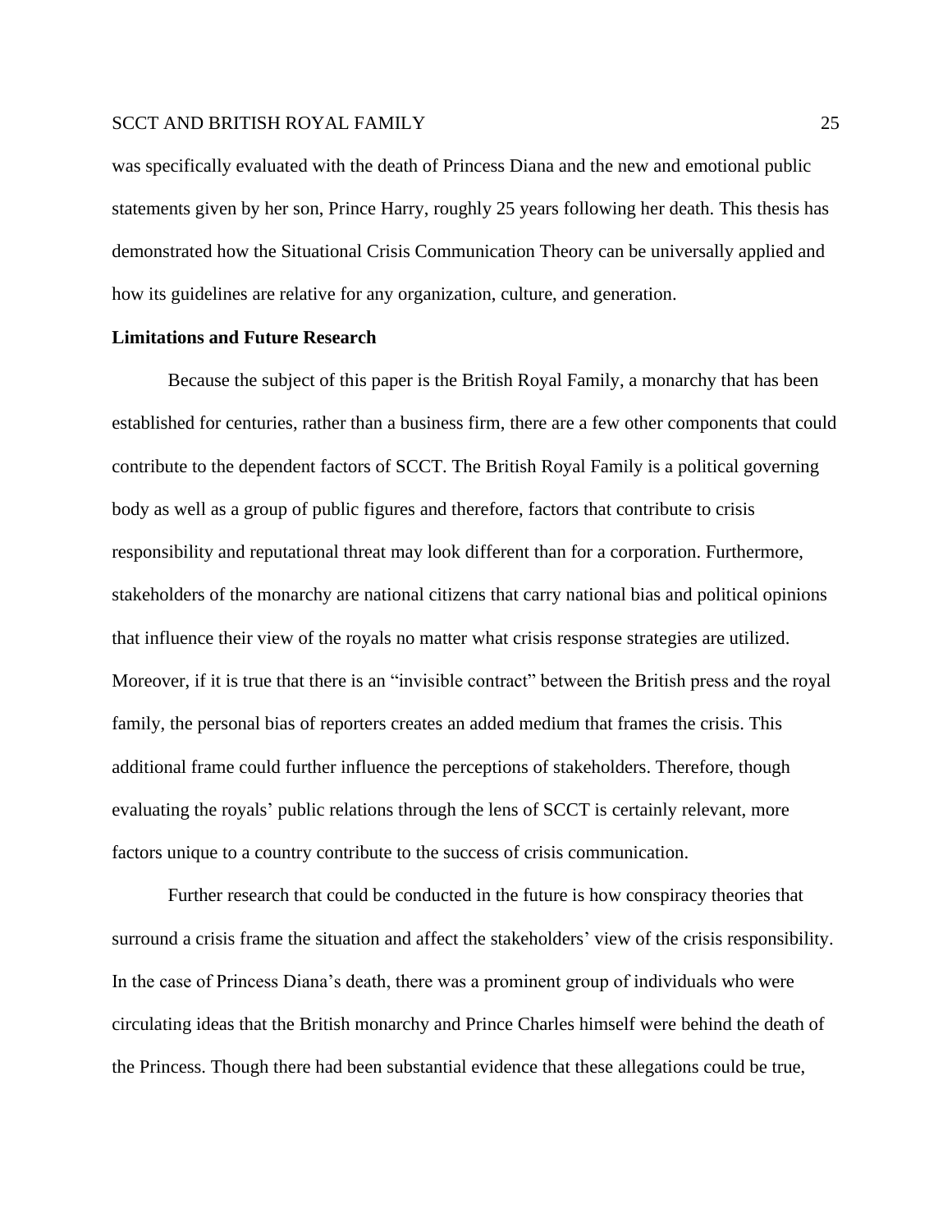was specifically evaluated with the death of Princess Diana and the new and emotional public statements given by her son, Prince Harry, roughly 25 years following her death. This thesis has demonstrated how the Situational Crisis Communication Theory can be universally applied and how its guidelines are relative for any organization, culture, and generation.

**Limitations and Future Research**

Because the subject of this paper is the British Royal Family, a monarchy that has been established for centuries, rather than a business firm, there are a few other components that could contribute to the dependent factors of SCCT. The British Royal Family is a political governing body as well as a group of public figures and therefore, factors that contribute to crisis responsibility and reputational threat may look different than for a corporation. Furthermore, stakeholders of the monarchy are national citizens that carry national bias and political opinions that influence their view of the royals no matter what crisis response strategies are utilized. Moreover, if it is true that there is an "invisible contract" between the British press and the royal family, the personal bias of reporters creates an added medium that frames the crisis. This additional frame could further influence the perceptions of stakeholders. Therefore, though evaluating the royals' public relations through the lens of SCCT is certainly relevant, more factors unique to a country contribute to the success of crisis communication.

Further research that could be conducted in the future is how conspiracy theories that surround a crisis frame the situation and affect the stakeholders' view of the crisis responsibility. In the case of Princess Diana's death, there was a prominent group of individuals who were circulating ideas that the British monarchy and Prince Charles himself were behind the death of the Princess. Though there had been substantial evidence that these allegations could be true,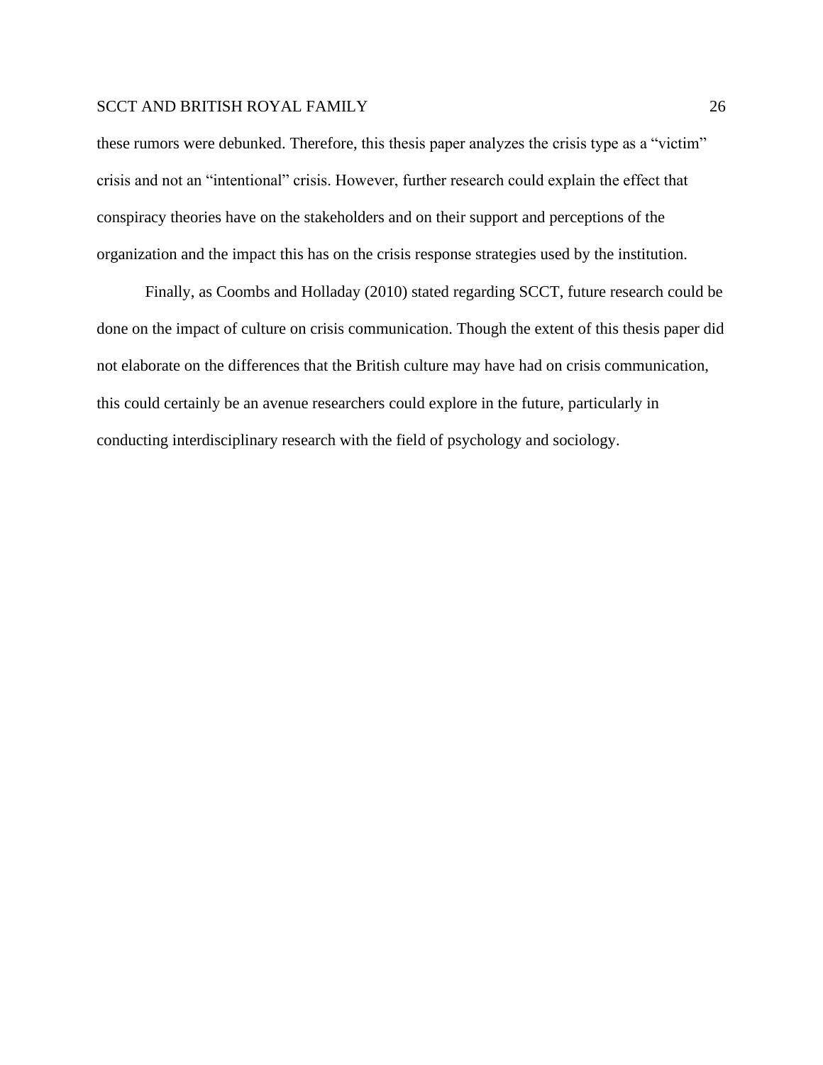these rumors were debunked. Therefore, this thesis paper analyzes the crisis type as a "victim" crisis and not an "intentional" crisis. However, further research could explain the effect that conspiracy theories have on the stakeholders and on their support and perceptions of the organization and the impact this has on the crisis response strategies used by the institution.

Finally, as Coombs and Holladay (2010) stated regarding SCCT, future research could be done on the impact of culture on crisis communication. Though the extent of this thesis paper did not elaborate on the differences that the British culture may have had on crisis communication, this could certainly be an avenue researchers could explore in the future, particularly in conducting interdisciplinary research with the field of psychology and sociology.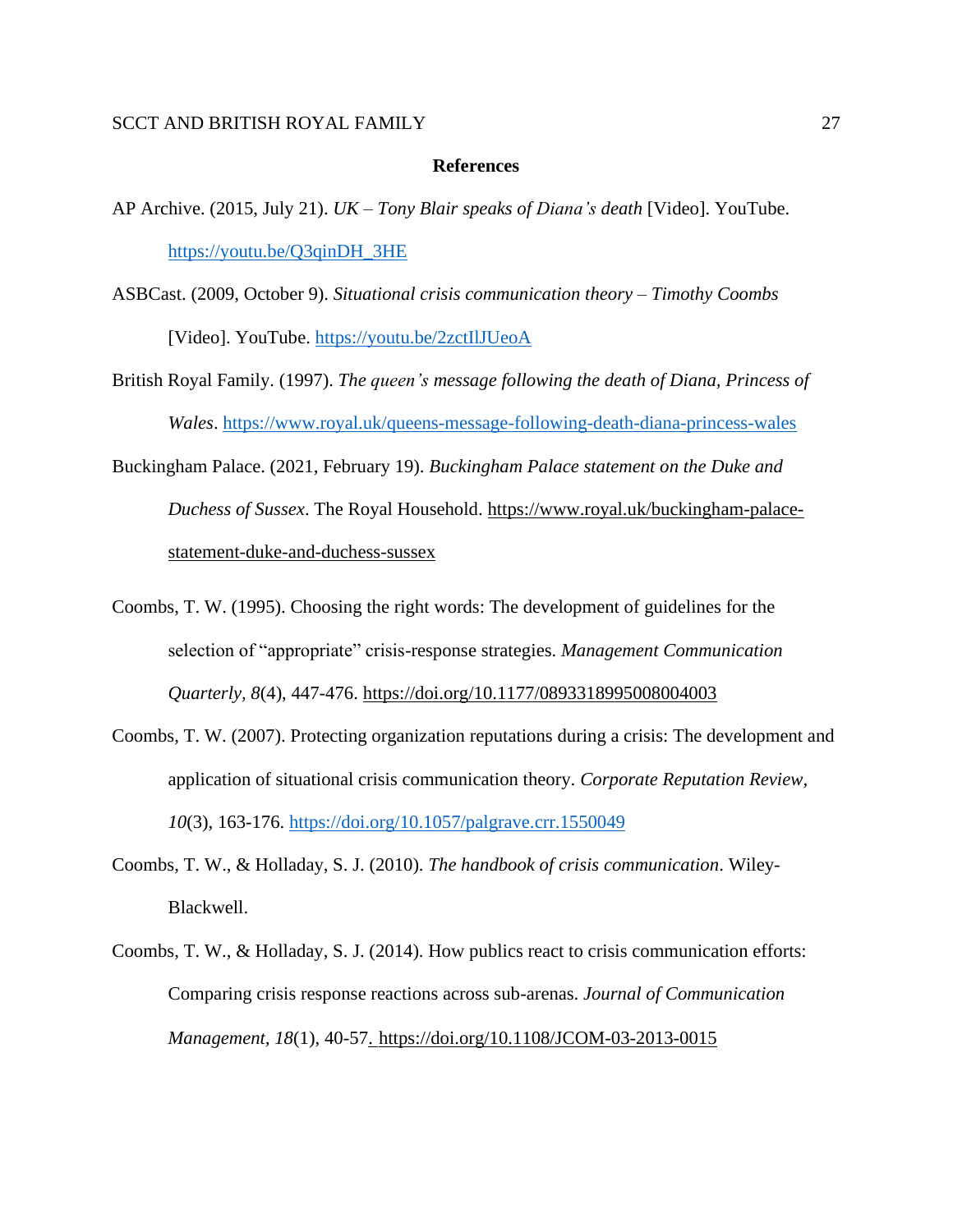## References

AP Archive. (2015, July 21). *UK – Tony Blair speaks of Diana's death* [Video]. YouTube. https://youtu.be/Q3qinDH_3HE

ASBCast. (2009, October 9). *Situational crisis communication theory – Timothy Coombs* [Video]. YouTube. https://youtu.be/2zctIlJUeoA

British Royal Family. (1997). *The queen's message following the death of Diana, Princess of Wales*. https://www.royal.uk/queens-message-following-death-diana-princess-wales

Buckingham Palace. (2021, February 19). *Buckingham Palace statement on the Duke and Duchess of Sussex*. The Royal Household. https://www.royal.uk/buckingham-palace-statement-duke-and-duchess-sussex

Coombs, T. W. (1995). Choosing the right words: The development of guidelines for the selection of "appropriate" crisis-response strategies. *Management Communication Quarterly, 8*(4), 447-476. https://doi.org/10.1177/0893318995008004003

Coombs, T. W. (2007). Protecting organization reputations during a crisis: The development and application of situational crisis communication theory. *Corporate Reputation Review, 10*(3), 163-176. https://doi.org/10.1057/palgrave.crr.1550049

Coombs, T. W., & Holladay, S. J. (2010). *The handbook of crisis communication*. Wiley-Blackwell.

Coombs, T. W., & Holladay, S. J. (2014). How publics react to crisis communication efforts: Comparing crisis response reactions across sub-arenas. *Journal of Communication Management*, *18*(1), 40-57. https://doi.org/10.1108/JCOM-03-2013-0015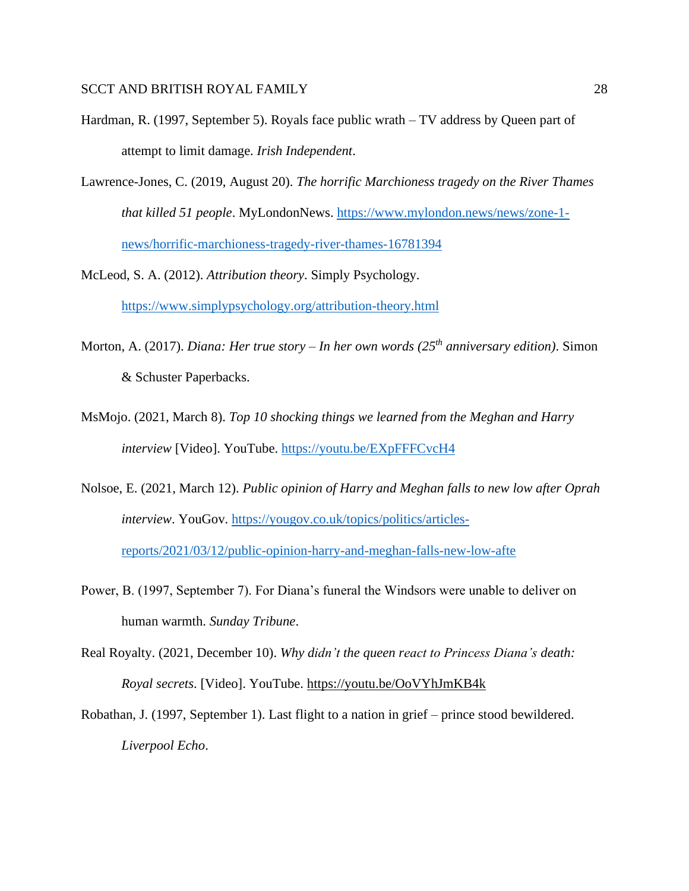Hardman, R. (1997, September 5). Royals face public wrath – TV address by Queen part of attempt to limit damage. *Irish Independent*.

Lawrence-Jones, C. (2019, August 20). *The horrific Marchioness tragedy on the River Thames that killed 51 people*. MyLondonNews. https://www.mylondon.news/news/zone-1-news/horrific-marchioness-tragedy-river-thames-16781394

McLeod, S. A. (2012). *Attribution theory*. Simply Psychology. https://www.simplypsychology.org/attribution-theory.html

Morton, A. (2017). *Diana: Her true story – In her own words (25th anniversary edition)*. Simon & Schuster Paperbacks.

MsMojo. (2021, March 8). *Top 10 shocking things we learned from the Meghan and Harry interview* [Video]. YouTube. https://youtu.be/EXpFFFCvcH4

Nolsoe, E. (2021, March 12). *Public opinion of Harry and Meghan falls to new low after Oprah interview*. YouGov. https://yougov.co.uk/topics/politics/articles-reports/2021/03/12/public-opinion-harry-and-meghan-falls-new-low-afte

Power, B. (1997, September 7). For Diana's funeral the Windsors were unable to deliver on human warmth. *Sunday Tribune*.

Real Royalty. (2021, December 10). *Why didn't the queen react to Princess Diana's death: Royal secrets*. [Video]. YouTube. https://youtu.be/OoVYhJmKB4k

Robathan, J. (1997, September 1). Last flight to a nation in grief – prince stood bewildered. *Liverpool Echo*.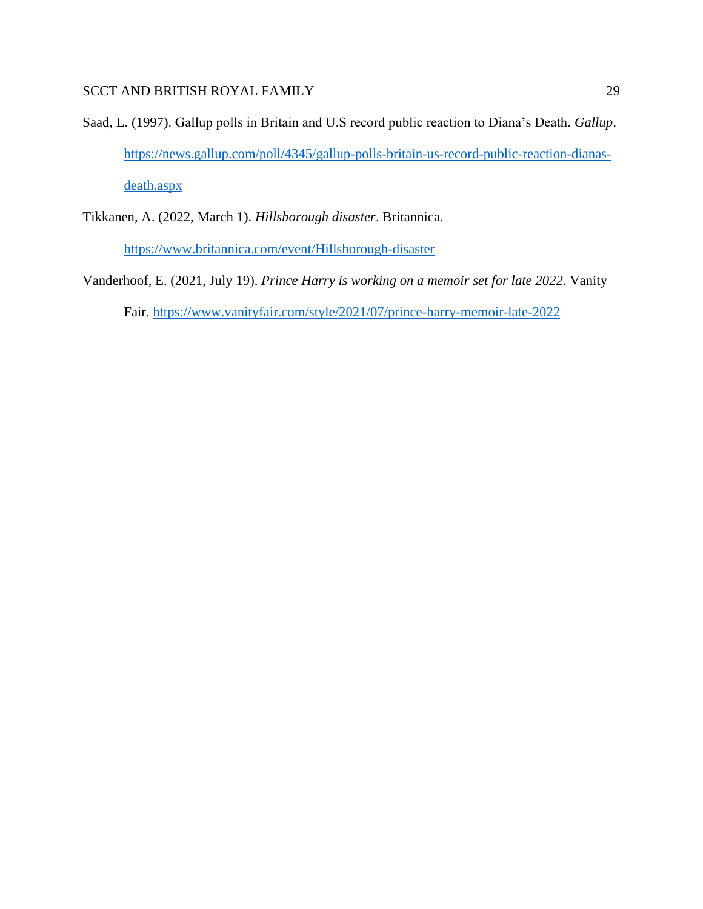Saad, L. (1997). Gallup polls in Britain and U.S record public reaction to Diana's Death. *Gallup*. https://news.gallup.com/poll/4345/gallup-polls-britain-us-record-public-reaction-dianas-death.aspx

Tikkanen, A. (2022, March 1). *Hillsborough disaster*. Britannica. https://www.britannica.com/event/Hillsborough-disaster

Vanderhoof, E. (2021, July 19). *Prince Harry is working on a memoir set for late 2022*. Vanity Fair. https://www.vanityfair.com/style/2021/07/prince-harry-memoir-late-2022